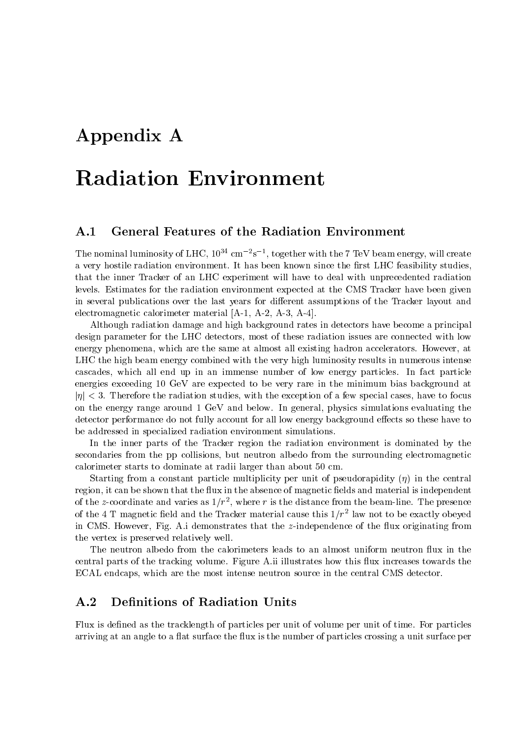# Appendix A

# Radiation Environment

## A.1 General Features of the Radiation Environment

The nominal luminosity of LHC, $10^{34}$ cm$^{-2}$s$^{-1}$, together with the 7 TeV beam energy, will create a very hostile radiation environment. It has been known since the first LHC feasibility studies, that the inner Tracker of an LHC experiment will have to deal with unprecedented radiation levels. Estimates for the radiation environment expected at the CMS Tracker have been given in several publications over the last years for different assumptions of the Tracker layout and electromagnetic calorimeter material [A-1, A-2, A-3, A-4].

Although radiation damage and high background rates in detectors have become a principal design parameter for the LHC detectors, most of these radiation issues are connected with low energy phenomena, which are the same at almost all existing hadron accelerators. However, at LHC the high beam energy combined with the very high luminosity results in numerous intense cascades, which all end up in an immense number of low energy particles. In fact particle energies exceeding 10 GeV are expected to be very rare in the minimum bias background at $|\eta| < 3$. Therefore the radiation studies, with the exception of a few special cases, have to focus on the energy range around 1 GeV and below. In general, physics simulations evaluating the detector performance do not fully account for all low energy background effects so these have to be addressed in specialized radiation environment simulations.

In the inner parts of the Tracker region the radiation environment is dominated by the secondaries from the pp collisions, but neutron albedo from the surrounding electromagnetic calorimeter starts to dominate at radii larger than about 50 cm.

Starting from a constant particle multiplicity per unit of pseudorapidity ($\eta$) in the central region, it can be shown that the flux in the absence of magnetic fields and material is independent of the $z$-coordinate and varies as $1/r^2$, where $r$ is the distance from the beam-line. The presence of the 4 T magnetic field and the Tracker material cause this $1/r^2$ law not to be exactly obeyed in CMS. However, Fig. A.i demonstrates that the $z$-independence of the flux originating from the vertex is preserved relatively well.

The neutron albedo from the calorimeters leads to an almost uniform neutron flux in the central parts of the tracking volume. Figure A.ii illustrates how this flux increases towards the ECAL endcaps, which are the most intense neutron source in the central CMS detector.

## A.2 Definitions of Radiation Units

Flux is defined as the tracklength of particles per unit of volume per unit of time. For particles arriving at an angle to a flat surface the flux is the number of particles crossing a unit surface per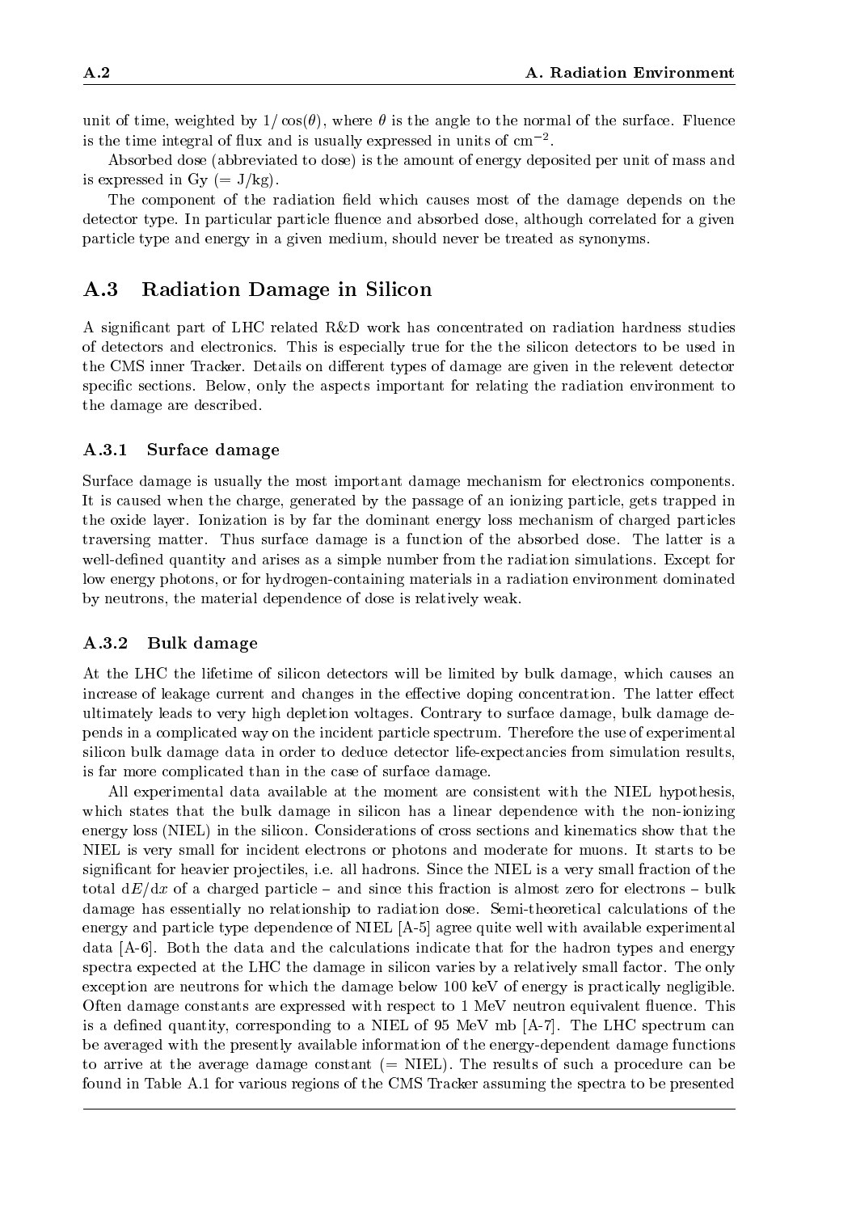unit of time, weighted by $1/\cos(\theta)$, where $\theta$ is the angle to the normal of the surface. Fluence is the time integral of flux and is usually expressed in units of $\text{cm}^{-2}$.

Absorbed dose (abbreviated to dose) is the amount of energy deposited per unit of mass and is expressed in Gy (= J/kg).

The component of the radiation field which causes most of the damage depends on the detector type. In particular particle fluence and absorbed dose, although correlated for a given particle type and energy in a given medium, should never be treated as synonyms.

## A.3 Radiation Damage in Silicon

A significant part of LHC related R&D work has concentrated on radiation hardness studies of detectors and electronics. This is especially true for the the silicon detectors to be used in the CMS inner Tracker. Details on different types of damage are given in the relevent detector specific sections. Below, only the aspects important for relating the radiation environment to the damage are described.

### A.3.1 Surface damage

Surface damage is usually the most important damage mechanism for electronics components. It is caused when the charge, generated by the passage of an ionizing particle, gets trapped in the oxide layer. Ionization is by far the dominant energy loss mechanism of charged particles traversing matter. Thus surface damage is a function of the absorbed dose. The latter is a well-defined quantity and arises as a simple number from the radiation simulations. Except for low energy photons, or for hydrogen-containing materials in a radiation environment dominated by neutrons, the material dependence of dose is relatively weak.

### A.3.2 Bulk damage

At the LHC the lifetime of silicon detectors will be limited by bulk damage, which causes an increase of leakage current and changes in the effective doping concentration. The latter effect ultimately leads to very high depletion voltages. Contrary to surface damage, bulk damage depends in a complicated way on the incident particle spectrum. Therefore the use of experimental silicon bulk damage data in order to deduce detector life-expectancies from simulation results, is far more complicated than in the case of surface damage.

All experimental data available at the moment are consistent with the NIEL hypothesis, which states that the bulk damage in silicon has a linear dependence with the non-ionizing energy loss (NIEL) in the silicon. Considerations of cross sections and kinematics show that the NIEL is very small for incident electrons or photons and moderate for muons. It starts to be significant for heavier projectiles, i.e. all hadrons. Since the NIEL is a very small fraction of the total $\mathrm{d}E/\mathrm{d}x$ of a charged particle – and since this fraction is almost zero for electrons – bulk damage has essentially no relationship to radiation dose. Semi-theoretical calculations of the energy and particle type dependence of NIEL [A-5] agree quite well with available experimental data [A-6]. Both the data and the calculations indicate that for the hadron types and energy spectra expected at the LHC the damage in silicon varies by a relatively small factor. The only exception are neutrons for which the damage below 100 keV of energy is practically negligible. Often damage constants are expressed with respect to 1 MeV neutron equivalent fluence. This is a defined quantity, corresponding to a NIEL of 95 MeV mb [A-7]. The LHC spectrum can be averaged with the presently available information of the energy-dependent damage functions to arrive at the average damage constant (= NIEL). The results of such a procedure can be found in Table A.1 for various regions of the CMS Tracker assuming the spectra to be presented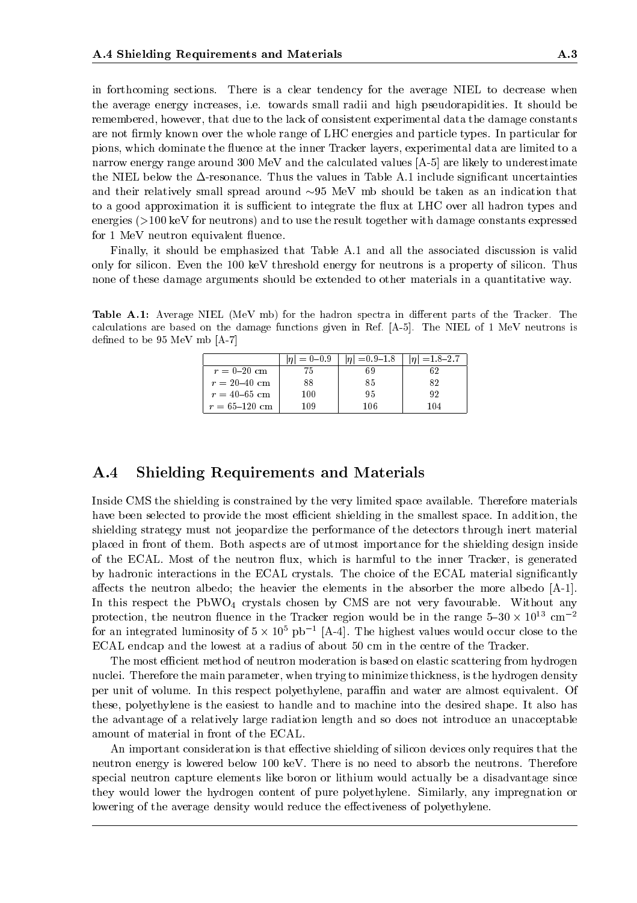in forthcoming sections. There is a clear tendency for the average NIEL to decrease when the average energy increases, i.e. towards small radii and high pseudorapidities. It should be remembered, however, that due to the lack of consistent experimental data the damage constants are not firmly known over the whole range of LHC energies and particle types. In particular for pions, which dominate the fluence at the inner Tracker layers, experimental data are limited to a narrow energy range around 300 MeV and the calculated values [A-5] are likely to underestimate the NIEL below the $\Delta$-resonance. Thus the values in Table A.1 include significant uncertainties and their relatively small spread around $\sim$95 MeV mb should be taken as an indication that to a good approximation it is sufficient to integrate the flux at LHC over all hadron types and energies (>100 keV for neutrons) and to use the result together with damage constants expressed for 1 MeV neutron equivalent fluence.

Finally, it should be emphasized that Table A.1 and all the associated discussion is valid only for silicon. Even the 100 keV threshold energy for neutrons is a property of silicon. Thus none of these damage arguments should be extended to other materials in a quantitative way.

**Table A.1:** Average NIEL (MeV mb) for the hadron spectra in different parts of the Tracker. The calculations are based on the damage functions given in Ref. [A-5]. The NIEL of 1 MeV neutrons is defined to be 95 MeV mb [A-7]

| | $\|\eta\| = 0$–0.9 | $\|\eta\| =$0.9–1.8 | $\|\eta\| =$1.8–2.7 |
|---|---|---|---|
| $r =$ 0–20 cm | 75 | 69 | 62 |
| $r =$ 20–40 cm | 88 | 85 | 82 |
| $r =$ 40–65 cm | 100 | 95 | 92 |
| $r =$ 65–120 cm | 109 | 106 | 104 |

## A.4 Shielding Requirements and Materials

Inside CMS the shielding is constrained by the very limited space available. Therefore materials have been selected to provide the most efficient shielding in the smallest space. In addition, the shielding strategy must not jeopardize the performance of the detectors through inert material placed in front of them. Both aspects are of utmost importance for the shielding design inside of the ECAL. Most of the neutron flux, which is harmful to the inner Tracker, is generated by hadronic interactions in the ECAL crystals. The choice of the ECAL material significantly affects the neutron albedo; the heavier the elements in the absorber the more albedo [A-1]. In this respect the $PbWO_4$ crystals chosen by CMS are not very favourable. Without any protection, the neutron fluence in the Tracker region would be in the range 5–30 $\times$ $10^{13}$ cm$^{-2}$ for an integrated luminosity of $5 \times 10^5$ pb$^{-1}$ [A-4]. The highest values would occur close to the ECAL endcap and the lowest at a radius of about 50 cm in the centre of the Tracker.

The most efficient method of neutron moderation is based on elastic scattering from hydrogen nuclei. Therefore the main parameter, when trying to minimize thickness, is the hydrogen density per unit of volume. In this respect polyethylene, paraffin and water are almost equivalent. Of these, polyethylene is the easiest to handle and to machine into the desired shape. It also has the advantage of a relatively large radiation length and so does not introduce an unacceptable amount of material in front of the ECAL.

An important consideration is that effective shielding of silicon devices only requires that the neutron energy is lowered below 100 keV. There is no need to absorb the neutrons. Therefore special neutron capture elements like boron or lithium would actually be a disadvantage since they would lower the hydrogen content of pure polyethylene. Similarly, any impregnation or lowering of the average density would reduce the effectiveness of polyethylene.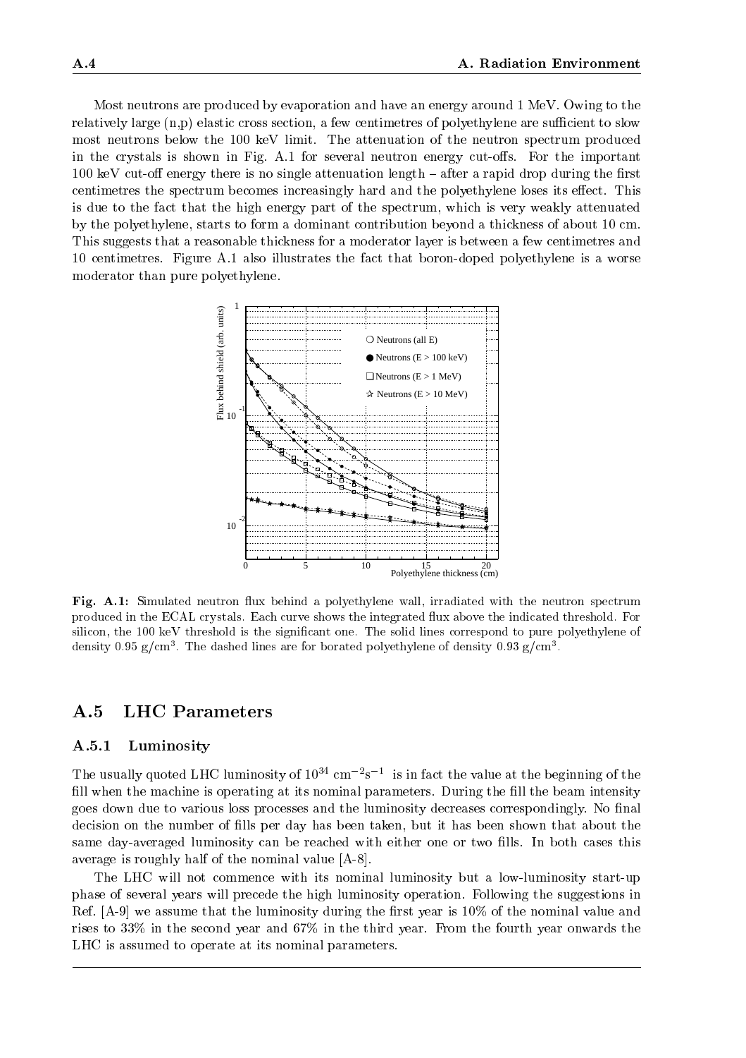Most neutrons are produced by evaporation and have an energy around 1 MeV. Owing to the relatively large (n,p) elastic cross section, a few centimetres of polyethylene are sufficient to slow most neutrons below the 100 keV limit. The attenuation of the neutron spectrum produced in the crystals is shown in Fig. A.1 for several neutron energy cut-offs. For the important 100 keV cut-off energy there is no single attenuation length – after a rapid drop during the first centimetres the spectrum becomes increasingly hard and the polyethylene loses its effect. This is due to the fact that the high energy part of the spectrum, which is very weakly attenuated by the polyethylene, starts to form a dominant contribution beyond a thickness of about 10 cm. This suggests that a reasonable thickness for a moderator layer is between a few centimetres and 10 centimetres. Figure A.1 also illustrates the fact that boron-doped polyethylene is a worse moderator than pure polyethylene.

**Fig. A.1:** Simulated neutron flux behind a polyethylene wall, irradiated with the neutron spectrum produced in the ECAL crystals. Each curve shows the integrated flux above the indicated threshold. For silicon, the 100 keV threshold is the significant one. The solid lines correspond to pure polyethylene of density 0.95 g/cm$^3$. The dashed lines are for borated polyethylene of density 0.93 g/cm$^3$.

## A.5 LHC Parameters

### A.5.1 Luminosity

The usually quoted LHC luminosity of $10^{34}$ cm$^{-2}$s$^{-1}$ is in fact the value at the beginning of the fill when the machine is operating at its nominal parameters. During the fill the beam intensity goes down due to various loss processes and the luminosity decreases correspondingly. No final decision on the number of fills per day has been taken, but it has been shown that about the same day-averaged luminosity can be reached with either one or two fills. In both cases this average is roughly half of the nominal value [A-8].

The LHC will not commence with its nominal luminosity but a low-luminosity start-up phase of several years will precede the high luminosity operation. Following the suggestions in Ref. [A-9] we assume that the luminosity during the first year is 10% of the nominal value and rises to 33% in the second year and 67% in the third year. From the fourth year onwards the LHC is assumed to operate at its nominal parameters.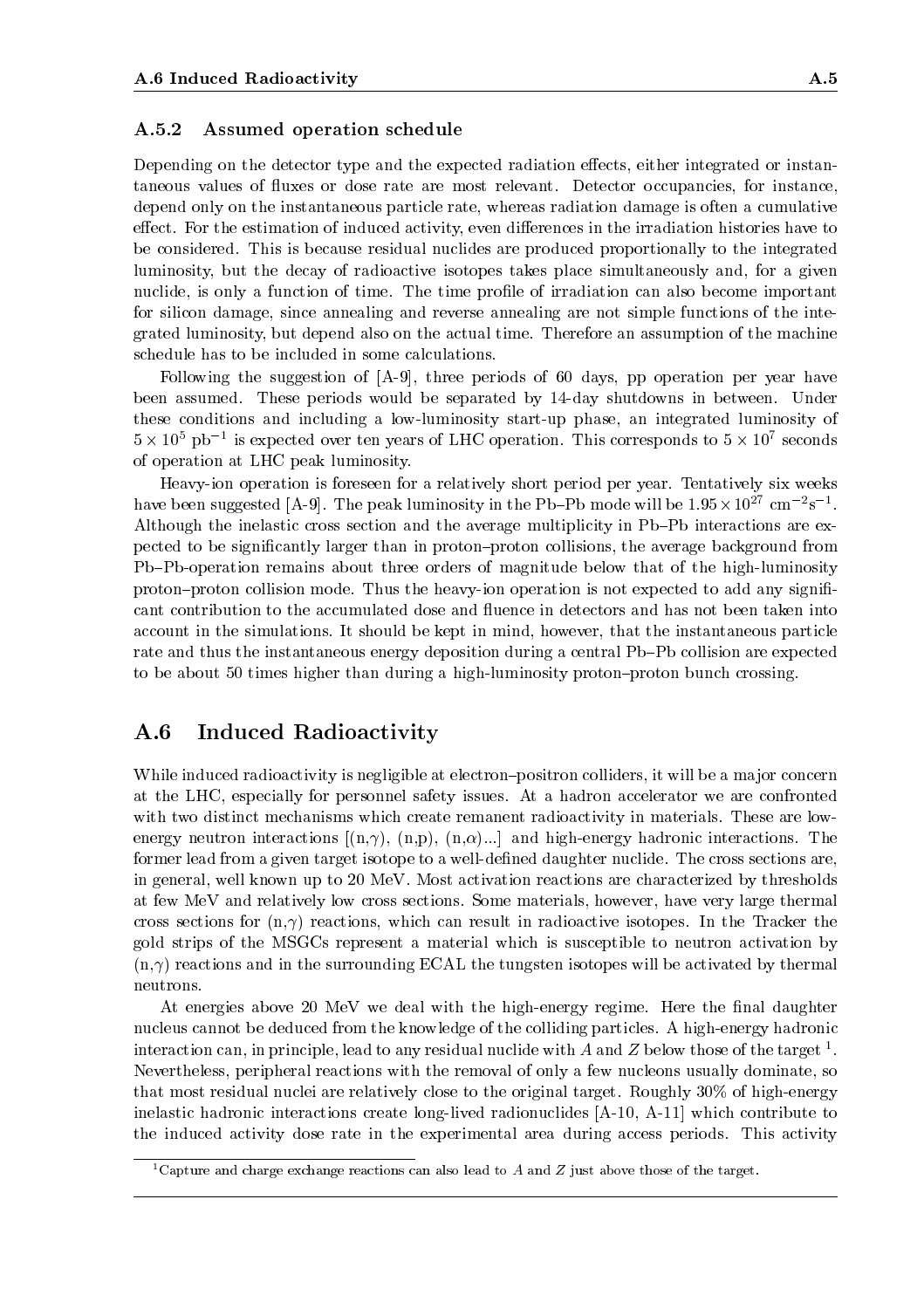### A.5.2 Assumed operation schedule

Depending on the detector type and the expected radiation effects, either integrated or instantaneous values of fluxes or dose rate are most relevant. Detector occupancies, for instance, depend only on the instantaneous particle rate, whereas radiation damage is often a cumulative effect. For the estimation of induced activity, even differences in the irradiation histories have to be considered. This is because residual nuclides are produced proportionally to the integrated luminosity, but the decay of radioactive isotopes takes place simultaneously and, for a given nuclide, is only a function of time. The time profile of irradiation can also become important for silicon damage, since annealing and reverse annealing are not simple functions of the integrated luminosity, but depend also on the actual time. Therefore an assumption of the machine schedule has to be included in some calculations.

Following the suggestion of [A-9], three periods of 60 days, pp operation per year have been assumed. These periods would be separated by 14-day shutdowns in between. Under these conditions and including a low-luminosity start-up phase, an integrated luminosity of $5 \times 10^5$ pb$^{-1}$ is expected over ten years of LHC operation. This corresponds to $5 \times 10^7$ seconds of operation at LHC peak luminosity.

Heavy-ion operation is foreseen for a relatively short period per year. Tentatively six weeks have been suggested [A-9]. The peak luminosity in the Pb–Pb mode will be $1.95 \times 10^{27}$ cm$^{-2}$s$^{-1}$. Although the inelastic cross section and the average multiplicity in Pb–Pb interactions are expected to be significantly larger than in proton–proton collisions, the average background from Pb–Pb-operation remains about three orders of magnitude below that of the high-luminosity proton–proton collision mode. Thus the heavy-ion operation is not expected to add any significant contribution to the accumulated dose and fluence in detectors and has not been taken into account in the simulations. It should be kept in mind, however, that the instantaneous particle rate and thus the instantaneous energy deposition during a central Pb–Pb collision are expected to be about 50 times higher than during a high-luminosity proton–proton bunch crossing.

## A.6 Induced Radioactivity

While induced radioactivity is negligible at electron–positron colliders, it will be a major concern at the LHC, especially for personnel safety issues. At a hadron accelerator we are confronted with two distinct mechanisms which create remanent radioactivity in materials. These are low-energy neutron interactions [(n,$\gamma$), (n,p), (n,$\alpha$)...] and high-energy hadronic interactions. The former lead from a given target isotope to a well-defined daughter nuclide. The cross sections are, in general, well known up to 20 MeV. Most activation reactions are characterized by thresholds at few MeV and relatively low cross sections. Some materials, however, have very large thermal cross sections for (n,$\gamma$) reactions, which can result in radioactive isotopes. In the Tracker the gold strips of the MSGCs represent a material which is susceptible to neutron activation by (n,$\gamma$) reactions and in the surrounding ECAL the tungsten isotopes will be activated by thermal neutrons.

At energies above 20 MeV we deal with the high-energy regime. Here the final daughter nucleus cannot be deduced from the knowledge of the colliding particles. A high-energy hadronic interaction can, in principle, lead to any residual nuclide with $A$ and $Z$ below those of the target [1]. Nevertheless, peripheral reactions with the removal of only a few nucleons usually dominate, so that most residual nuclei are relatively close to the original target. Roughly 30% of high-energy inelastic hadronic interactions create long-lived radionuclides [A-10, A-11] which contribute to the induced activity dose rate in the experimental area during access periods. This activity

[1] Capture and charge exchange reactions can also lead to $A$ and $Z$ just above those of the target.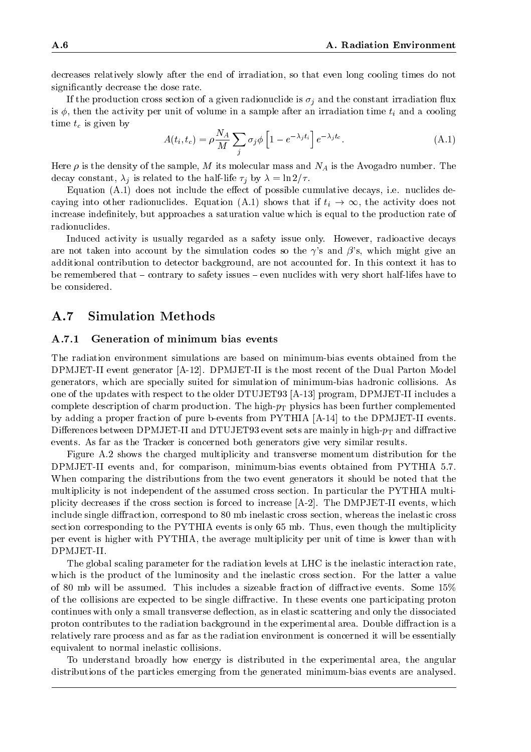decreases relatively slowly after the end of irradiation, so that even long cooling times do not significantly decrease the dose rate.

If the production cross section of a given radionuclide is $\sigma_j$ and the constant irradiation flux is $\phi$, then the activity per unit of volume in a sample after an irradiation time $t_i$ and a cooling time $t_c$ is given by

$$A(t_i, t_c) = \rho \frac{N_A}{M} \sum_j \sigma_j \phi \left[1 - e^{-\lambda_j t_i}\right] e^{-\lambda_j t_c}. \tag{A.1}$$

Here $\rho$ is the density of the sample, $M$ its molecular mass and $N_A$ is the Avogadro number. The decay constant, $\lambda_j$ is related to the half-life $\tau_j$ by $\lambda = \ln 2/\tau$.

Equation (A.1) does not include the effect of possible cumulative decays, i.e. nuclides decaying into other radionuclides. Equation (A.1) shows that if $t_i \to \infty$, the activity does not increase indefinitely, but approaches a saturation value which is equal to the production rate of radionuclides.

Induced activity is usually regarded as a safety issue only. However, radioactive decays are not taken into account by the simulation codes so the $\gamma$'s and $\beta$'s, which might give an additional contribution to detector background, are not accounted for. In this context it has to be remembered that – contrary to safety issues – even nuclides with very short half-lifes have to be considered.

## A.7 Simulation Methods

### A.7.1 Generation of minimum bias events

The radiation environment simulations are based on minimum-bias events obtained from the DPMJET-II event generator [A-12]. DPMJET-II is the most recent of the Dual Parton Model generators, which are specially suited for simulation of minimum-bias hadronic collisions. As one of the updates with respect to the older DTUJET93 [A-13] program, DPMJET-II includes a complete description of charm production. The high-$p_T$ physics has been further complemented by adding a proper fraction of pure b-events from PYTHIA [A-14] to the DPMJET-II events. Differences between DPMJET-II and DTUJET93 event sets are mainly in high-$p_T$ and diffractive events. As far as the Tracker is concerned both generators give very similar results.

Figure A.2 shows the charged multiplicity and transverse momentum distribution for the DPMJET-II events and, for comparison, minimum-bias events obtained from PYTHIA 5.7. When comparing the distributions from the two event generators it should be noted that the multiplicity is not independent of the assumed cross section. In particular the PYTHIA multiplicity decreases if the cross section is forced to increase [A-2]. The DMPJET-II events, which include single diffraction, correspond to 80 mb inelastic cross section, whereas the inelastic cross section corresponding to the PYTHIA events is only 65 mb. Thus, even though the multiplicity per event is higher with PYTHIA, the average multiplicity per unit of time is lower than with DPMJET-II.

The global scaling parameter for the radiation levels at LHC is the inelastic interaction rate, which is the product of the luminosity and the inelastic cross section. For the latter a value of 80 mb will be assumed. This includes a sizeable fraction of diffractive events. Some 15% of the collisions are expected to be single diffractive. In these events one participating proton continues with only a small transverse deflection, as in elastic scattering and only the dissociated proton contributes to the radiation background in the experimental area. Double diffraction is a relatively rare process and as far as the radiation environment is concerned it will be essentially equivalent to normal inelastic collisions.

To understand broadly how energy is distributed in the experimental area, the angular distributions of the particles emerging from the generated minimum-bias events are analysed.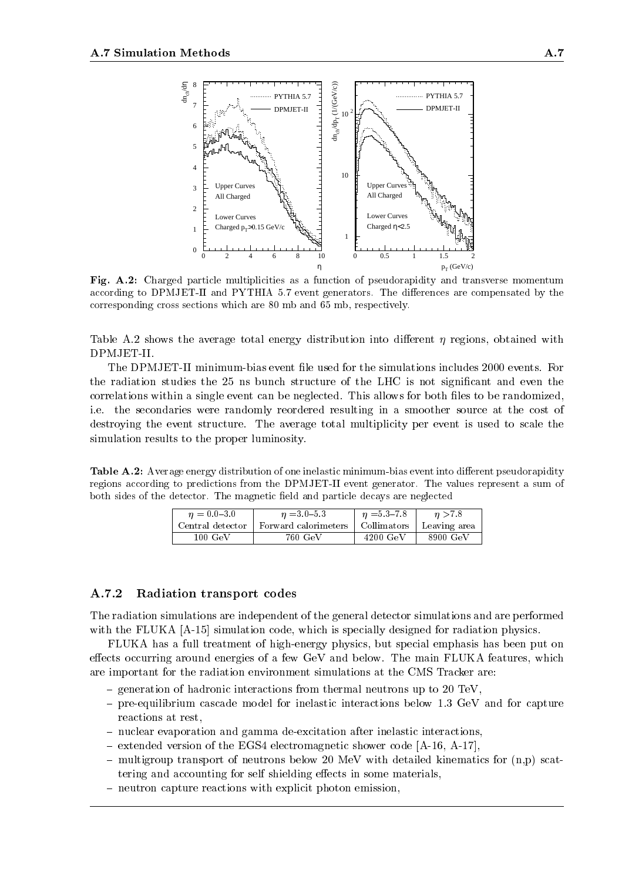**Fig. A.2:** Charged particle multiplicities as a function of pseudorapidity and transverse momentum according to DPMJET-II and PYTHIA 5.7 event generators. The differences are compensated by the corresponding cross sections which are 80 mb and 65 mb, respectively.

Table A.2 shows the average total energy distribution into different $\eta$ regions, obtained with DPMJET-II.

The DPMJET-II minimum-bias event file used for the simulations includes 2000 events. For the radiation studies the 25 ns bunch structure of the LHC is not significant and even the correlations within a single event can be neglected. This allows for both files to be randomized, i.e. the secondaries were randomly reordered resulting in a smoother source at the cost of destroying the event structure. The average total multiplicity per event is used to scale the simulation results to the proper luminosity.

**Table A.2:** Average energy distribution of one inelastic minimum-bias event into different pseudorapidity regions according to predictions from the DPMJET-II event generator. The values represent a sum of both sides of the detector. The magnetic field and particle decays are neglected

| $\eta = 0.0$–$3.0$ | $\eta = 3.0$–$5.3$ | $\eta = 5.3$–$7.8$ | $\eta > 7.8$ |
|---|---|---|---|
| Central detector | Forward calorimeters | Collimators | Leaving area |
| 100 GeV | 760 GeV | 4200 GeV | 8900 GeV |

### A.7.2 Radiation transport codes

The radiation simulations are independent of the general detector simulations and are performed with the FLUKA [A-15] simulation code, which is specially designed for radiation physics.

FLUKA has a full treatment of high-energy physics, but special emphasis has been put on effects occurring around energies of a few GeV and below. The main FLUKA features, which are important for the radiation environment simulations at the CMS Tracker are:

- generation of hadronic interactions from thermal neutrons up to 20 TeV,
- pre-equilibrium cascade model for inelastic interactions below 1.3 GeV and for capture reactions at rest,
- nuclear evaporation and gamma de-excitation after inelastic interactions,
- extended version of the EGS4 electromagnetic shower code [A-16, A-17],
- multigroup transport of neutrons below 20 MeV with detailed kinematics for (n,p) scattering and accounting for self shielding effects in some materials,
- neutron capture reactions with explicit photon emission,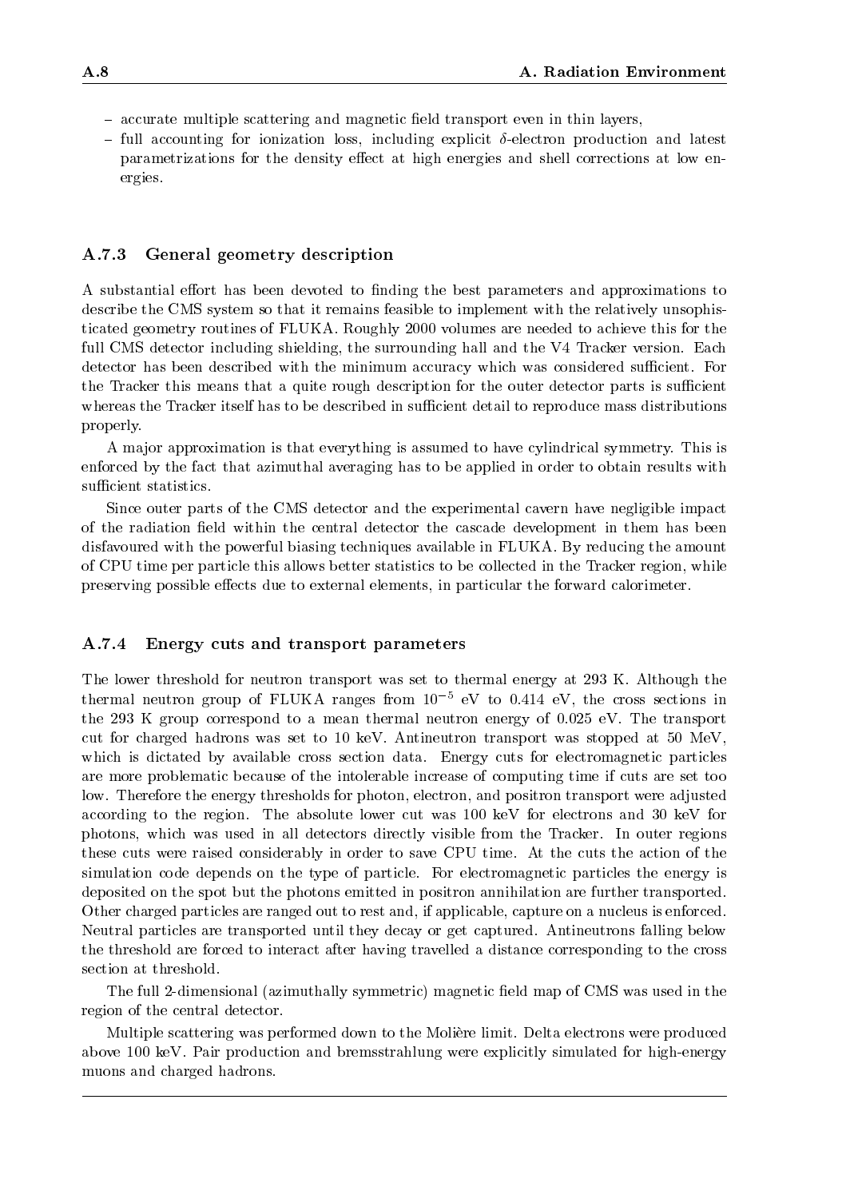- accurate multiple scattering and magnetic field transport even in thin layers,
- full accounting for ionization loss, including explicit $\delta$-electron production and latest parametrizations for the density effect at high energies and shell corrections at low energies.

### A.7.3 General geometry description

A substantial effort has been devoted to finding the best parameters and approximations to describe the CMS system so that it remains feasible to implement with the relatively unsophisticated geometry routines of FLUKA. Roughly 2000 volumes are needed to achieve this for the full CMS detector including shielding, the surrounding hall and the V4 Tracker version. Each detector has been described with the minimum accuracy which was considered sufficient. For the Tracker this means that a quite rough description for the outer detector parts is sufficient whereas the Tracker itself has to be described in sufficient detail to reproduce mass distributions properly.

A major approximation is that everything is assumed to have cylindrical symmetry. This is enforced by the fact that azimuthal averaging has to be applied in order to obtain results with sufficient statistics.

Since outer parts of the CMS detector and the experimental cavern have negligible impact of the radiation field within the central detector the cascade development in them has been disfavoured with the powerful biasing techniques available in FLUKA. By reducing the amount of CPU time per particle this allows better statistics to be collected in the Tracker region, while preserving possible effects due to external elements, in particular the forward calorimeter.

### A.7.4 Energy cuts and transport parameters

The lower threshold for neutron transport was set to thermal energy at 293 K. Although the thermal neutron group of FLUKA ranges from $10^{-5}$ eV to 0.414 eV, the cross sections in the 293 K group correspond to a mean thermal neutron energy of 0.025 eV. The transport cut for charged hadrons was set to 10 keV. Antineutron transport was stopped at 50 MeV, which is dictated by available cross section data. Energy cuts for electromagnetic particles are more problematic because of the intolerable increase of computing time if cuts are set too low. Therefore the energy thresholds for photon, electron, and positron transport were adjusted according to the region. The absolute lower cut was 100 keV for electrons and 30 keV for photons, which was used in all detectors directly visible from the Tracker. In outer regions these cuts were raised considerably in order to save CPU time. At the cuts the action of the simulation code depends on the type of particle. For electromagnetic particles the energy is deposited on the spot but the photons emitted in positron annihilation are further transported. Other charged particles are ranged out to rest and, if applicable, capture on a nucleus is enforced. Neutral particles are transported until they decay or get captured. Antineutrons falling below the threshold are forced to interact after having travelled a distance corresponding to the cross section at threshold.

The full 2-dimensional (azimuthally symmetric) magnetic field map of CMS was used in the region of the central detector.

Multiple scattering was performed down to the Molière limit. Delta electrons were produced above 100 keV. Pair production and bremsstrahlung were explicitly simulated for high-energy muons and charged hadrons.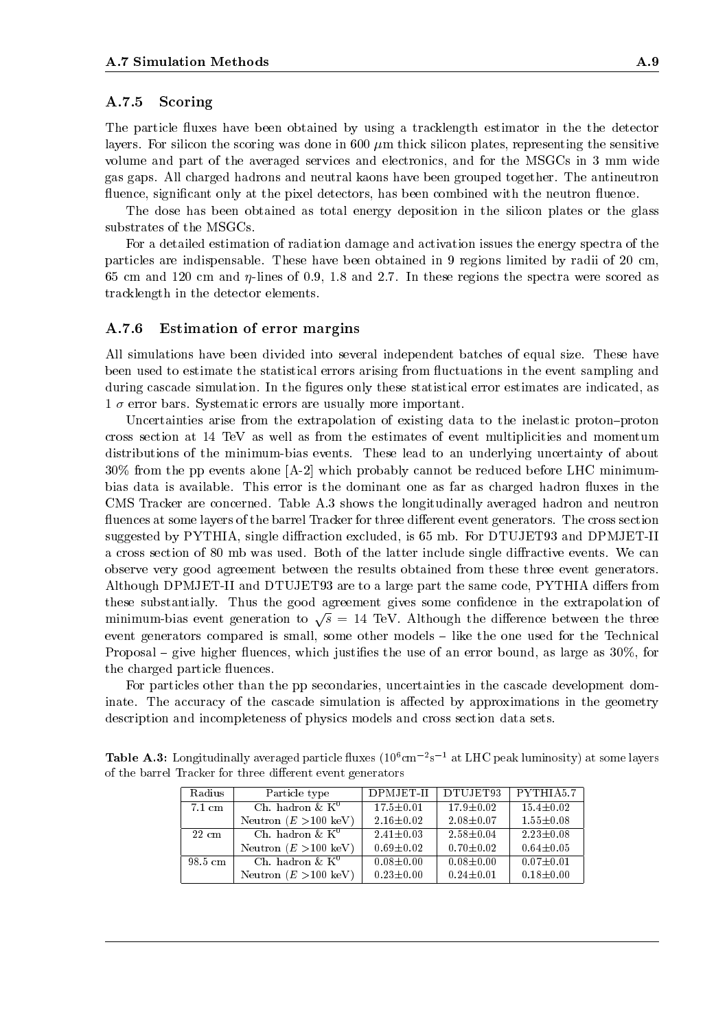### A.7.5 Scoring

The particle fluxes have been obtained by using a tracklength estimator in the the detector layers. For silicon the scoring was done in 600 $\mu$m thick silicon plates, representing the sensitive volume and part of the averaged services and electronics, and for the MSGCs in 3 mm wide gas gaps. All charged hadrons and neutral kaons have been grouped together. The antineutron fluence, significant only at the pixel detectors, has been combined with the neutron fluence.

The dose has been obtained as total energy deposition in the silicon plates or the glass substrates of the MSGCs.

For a detailed estimation of radiation damage and activation issues the energy spectra of the particles are indispensable. These have been obtained in 9 regions limited by radii of 20 cm, 65 cm and 120 cm and $\eta$-lines of 0.9, 1.8 and 2.7. In these regions the spectra were scored as tracklength in the detector elements.

### A.7.6 Estimation of error margins

All simulations have been divided into several independent batches of equal size. These have been used to estimate the statistical errors arising from fluctuations in the event sampling and during cascade simulation. In the figures only these statistical error estimates are indicated, as 1 $\sigma$ error bars. Systematic errors are usually more important.

Uncertainties arise from the extrapolation of existing data to the inelastic proton–proton cross section at 14 TeV as well as from the estimates of event multiplicities and momentum distributions of the minimum-bias events. These lead to an underlying uncertainty of about 30% from the pp events alone [A-2] which probably cannot be reduced before LHC minimum-bias data is available. This error is the dominant one as far as charged hadron fluxes in the CMS Tracker are concerned. Table A.3 shows the longitudinally averaged hadron and neutron fluences at some layers of the barrel Tracker for three different event generators. The cross section suggested by PYTHIA, single diffraction excluded, is 65 mb. For DTUJET93 and DPMJET-II a cross section of 80 mb was used. Both of the latter include single diffractive events. We can observe very good agreement between the results obtained from these three event generators. Although DPMJET-II and DTUJET93 are to a large part the same code, PYTHIA differs from these substantially. Thus the good agreement gives some confidence in the extrapolation of minimum-bias event generation to $\sqrt{s} = 14$ TeV. Although the difference between the three event generators compared is small, some other models – like the one used for the Technical Proposal – give higher fluences, which justifies the use of an error bound, as large as 30%, for the charged particle fluences.

For particles other than the pp secondaries, uncertainties in the cascade development dominate. The accuracy of the cascade simulation is affected by approximations in the geometry description and incompleteness of physics models and cross section data sets.

**Table A.3:** Longitudinally averaged particle fluxes ($10^6\text{cm}^{-2}\text{s}^{-1}$ at LHC peak luminosity) at some layers of the barrel Tracker for three different event generators

| Radius | Particle type | DPMJET-II | DTUJET93 | PYTHIA5.7 |
|---|---|---|---|---|
| 7.1 cm | Ch. hadron & $K^0$ | 17.5±0.01 | 17.9±0.02 | 15.4±0.02 |
| | Neutron ($E >$100 keV) | 2.16±0.02 | 2.08±0.07 | 1.55±0.08 |
| 22 cm | Ch. hadron & $K^0$ | 2.41±0.03 | 2.58±0.04 | 2.23±0.08 |
| | Neutron ($E >$100 keV) | 0.69±0.02 | 0.70±0.02 | 0.64±0.05 |
| 98.5 cm | Ch. hadron & $K^0$ | 0.08±0.00 | 0.08±0.00 | 0.07±0.01 |
| | Neutron ($E >$100 keV) | 0.23±0.00 | 0.24±0.01 | 0.18±0.00 |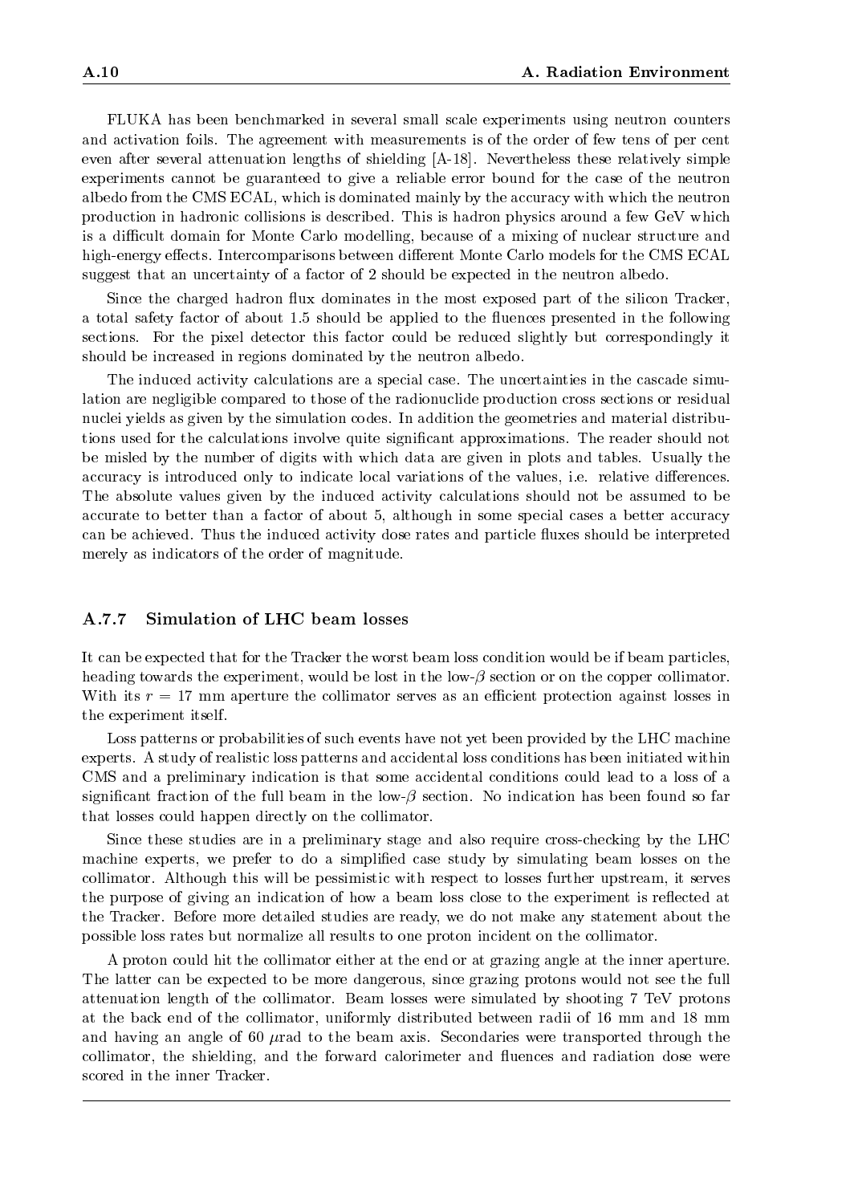FLUKA has been benchmarked in several small scale experiments using neutron counters and activation foils. The agreement with measurements is of the order of few tens of per cent even after several attenuation lengths of shielding [A-18]. Nevertheless these relatively simple experiments cannot be guaranteed to give a reliable error bound for the case of the neutron albedo from the CMS ECAL, which is dominated mainly by the accuracy with which the neutron production in hadronic collisions is described. This is hadron physics around a few GeV which is a difficult domain for Monte Carlo modelling, because of a mixing of nuclear structure and high-energy effects. Intercomparisons between different Monte Carlo models for the CMS ECAL suggest that an uncertainty of a factor of 2 should be expected in the neutron albedo.

Since the charged hadron flux dominates in the most exposed part of the silicon Tracker, a total safety factor of about 1.5 should be applied to the fluences presented in the following sections. For the pixel detector this factor could be reduced slightly but correspondingly it should be increased in regions dominated by the neutron albedo.

The induced activity calculations are a special case. The uncertainties in the cascade simulation are negligible compared to those of the radionuclide production cross sections or residual nuclei yields as given by the simulation codes. In addition the geometries and material distributions used for the calculations involve quite significant approximations. The reader should not be misled by the number of digits with which data are given in plots and tables. Usually the accuracy is introduced only to indicate local variations of the values, i.e. relative differences. The absolute values given by the induced activity calculations should not be assumed to be accurate to better than a factor of about 5, although in some special cases a better accuracy can be achieved. Thus the induced activity dose rates and particle fluxes should be interpreted merely as indicators of the order of magnitude.

### A.7.7 Simulation of LHC beam losses

It can be expected that for the Tracker the worst beam loss condition would be if beam particles, heading towards the experiment, would be lost in the low-$\beta$ section or on the copper collimator. With its $r = 17$ mm aperture the collimator serves as an efficient protection against losses in the experiment itself.

Loss patterns or probabilities of such events have not yet been provided by the LHC machine experts. A study of realistic loss patterns and accidental loss conditions has been initiated within CMS and a preliminary indication is that some accidental conditions could lead to a loss of a significant fraction of the full beam in the low-$\beta$ section. No indication has been found so far that losses could happen directly on the collimator.

Since these studies are in a preliminary stage and also require cross-checking by the LHC machine experts, we prefer to do a simplified case study by simulating beam losses on the collimator. Although this will be pessimistic with respect to losses further upstream, it serves the purpose of giving an indication of how a beam loss close to the experiment is reflected at the Tracker. Before more detailed studies are ready, we do not make any statement about the possible loss rates but normalize all results to one proton incident on the collimator.

A proton could hit the collimator either at the end or at grazing angle at the inner aperture. The latter can be expected to be more dangerous, since grazing protons would not see the full attenuation length of the collimator. Beam losses were simulated by shooting 7 TeV protons at the back end of the collimator, uniformly distributed between radii of 16 mm and 18 mm and having an angle of 60 $\mu$rad to the beam axis. Secondaries were transported through the collimator, the shielding, and the forward calorimeter and fluences and radiation dose were scored in the inner Tracker.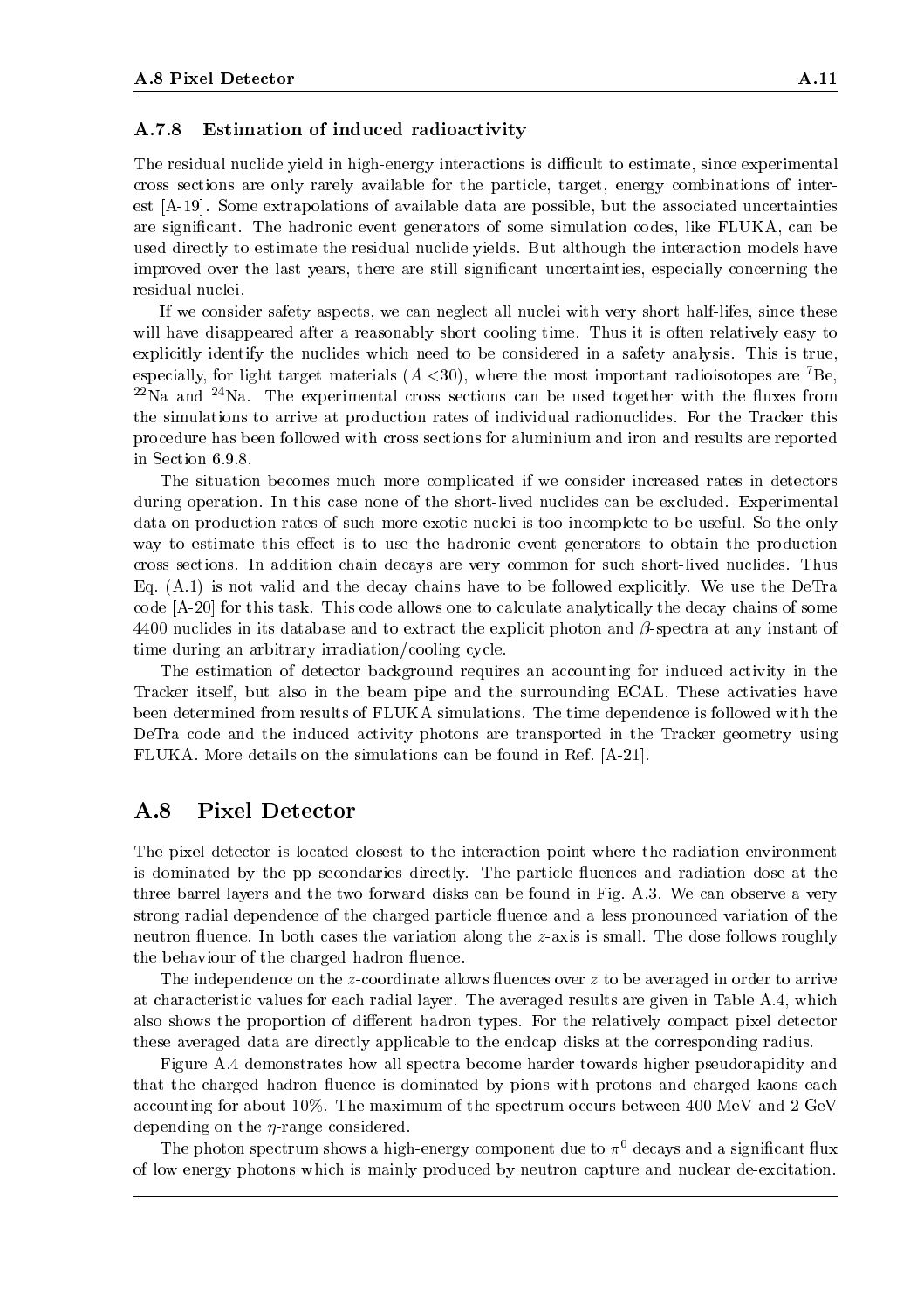### A.7.8 Estimation of induced radioactivity

The residual nuclide yield in high-energy interactions is difficult to estimate, since experimental cross sections are only rarely available for the particle, target, energy combinations of interest [A-19]. Some extrapolations of available data are possible, but the associated uncertainties are significant. The hadronic event generators of some simulation codes, like FLUKA, can be used directly to estimate the residual nuclide yields. But although the interaction models have improved over the last years, there are still significant uncertainties, especially concerning the residual nuclei.

If we consider safety aspects, we can neglect all nuclei with very short half-lifes, since these will have disappeared after a reasonably short cooling time. Thus it is often relatively easy to explicitly identify the nuclides which need to be considered in a safety analysis. This is true, especially, for light target materials ($A$ <30), where the most important radioisotopes are $^{7}$Be, $^{22}$Na and $^{24}$Na. The experimental cross sections can be used together with the fluxes from the simulations to arrive at production rates of individual radionuclides. For the Tracker this procedure has been followed with cross sections for aluminium and iron and results are reported in Section 6.9.8.

The situation becomes much more complicated if we consider increased rates in detectors during operation. In this case none of the short-lived nuclides can be excluded. Experimental data on production rates of such more exotic nuclei is too incomplete to be useful. So the only way to estimate this effect is to use the hadronic event generators to obtain the production cross sections. In addition chain decays are very common for such short-lived nuclides. Thus Eq. (A.1) is not valid and the decay chains have to be followed explicitly. We use the DeTra code [A-20] for this task. This code allows one to calculate analytically the decay chains of some 4400 nuclides in its database and to extract the explicit photon and $\beta$-spectra at any instant of time during an arbitrary irradiation/cooling cycle.

The estimation of detector background requires an accounting for induced activity in the Tracker itself, but also in the beam pipe and the surrounding ECAL. These activaties have been determined from results of FLUKA simulations. The time dependence is followed with the DeTra code and the induced activity photons are transported in the Tracker geometry using FLUKA. More details on the simulations can be found in Ref. [A-21].

## A.8 Pixel Detector

The pixel detector is located closest to the interaction point where the radiation environment is dominated by the pp secondaries directly. The particle fluences and radiation dose at the three barrel layers and the two forward disks can be found in Fig. A.3. We can observe a very strong radial dependence of the charged particle fluence and a less pronounced variation of the neutron fluence. In both cases the variation along the $z$-axis is small. The dose follows roughly the behaviour of the charged hadron fluence.

The independence on the $z$-coordinate allows fluences over $z$ to be averaged in order to arrive at characteristic values for each radial layer. The averaged results are given in Table A.4, which also shows the proportion of different hadron types. For the relatively compact pixel detector these averaged data are directly applicable to the endcap disks at the corresponding radius.

Figure A.4 demonstrates how all spectra become harder towards higher pseudorapidity and that the charged hadron fluence is dominated by pions with protons and charged kaons each accounting for about 10%. The maximum of the spectrum occurs between 400 MeV and 2 GeV depending on the $\eta$-range considered.

The photon spectrum shows a high-energy component due to $\pi^0$ decays and a significant flux of low energy photons which is mainly produced by neutron capture and nuclear de-excitation.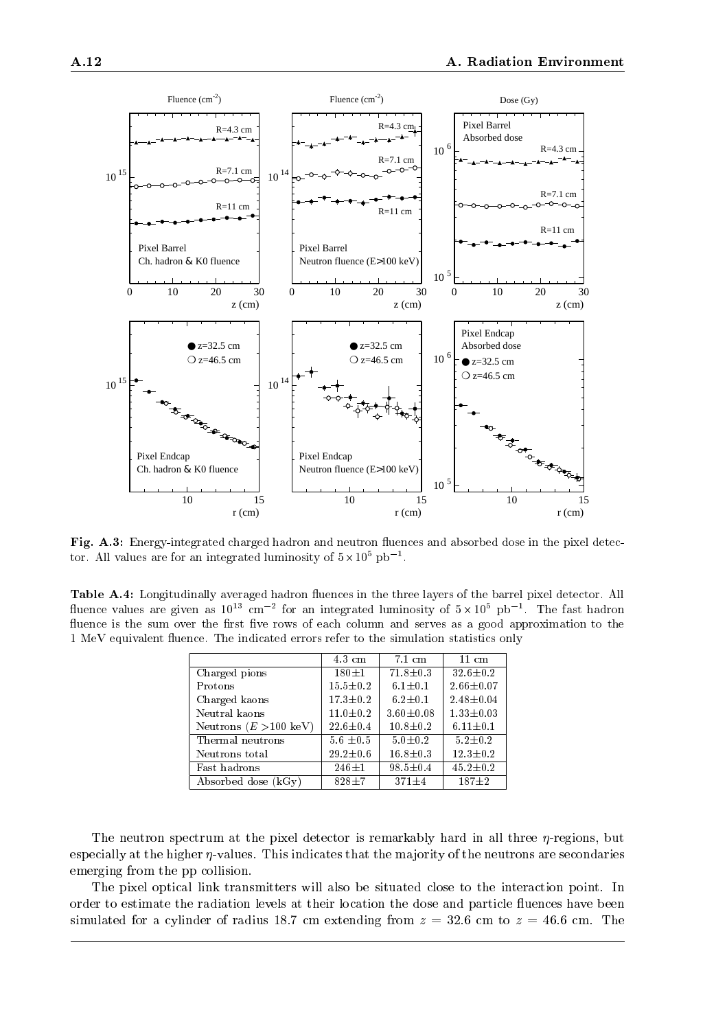**Fig. A.3:** Energy-integrated charged hadron and neutron fluences and absorbed dose in the pixel detector. All values are for an integrated luminosity of $5\times10^5$ pb$^{-1}$.

**Table A.4:** Longitudinally averaged hadron fluences in the three layers of the barrel pixel detector. All fluence values are given as $10^{13}$ cm$^{-2}$ for an integrated luminosity of $5\times10^5$ pb$^{-1}$. The fast hadron fluence is the sum over the first five rows of each column and serves as a good approximation to the 1 MeV equivalent fluence. The indicated errors refer to the simulation statistics only

| | 4.3 cm | 7.1 cm | 11 cm |
|---|---|---|---|
| Charged pions | 180±1 | 71.8±0.3 | 32.6±0.2 |
| Protons | 15.5±0.2 | 6.1±0.1 | 2.66±0.07 |
| Charged kaons | 17.3±0.2 | 6.2±0.1 | 2.48±0.04 |
| Neutral kaons | 11.0±0.2 | 3.60±0.08 | 1.33±0.03 |
| Neutrons ($E>$100 keV) | 22.6±0.4 | 10.8±0.2 | 6.11±0.1 |
| Thermal neutrons | 5.6 ±0.5 | 5.0±0.2 | 5.2±0.2 |
| Neutrons total | 29.2±0.6 | 16.8±0.3 | 12.3±0.2 |
| Fast hadrons | 246±1 | 98.5±0.4 | 45.2±0.2 |
| Absorbed dose (kGy) | 828±7 | 371±4 | 187±2 |

The neutron spectrum at the pixel detector is remarkably hard in all three $\eta$-regions, but especially at the higher $\eta$-values. This indicates that the majority of the neutrons are secondaries emerging from the pp collision.

The pixel optical link transmitters will also be situated close to the interaction point. In order to estimate the radiation levels at their location the dose and particle fluences have been simulated for a cylinder of radius 18.7 cm extending from $z = 32.6$ cm to $z = 46.6$ cm. The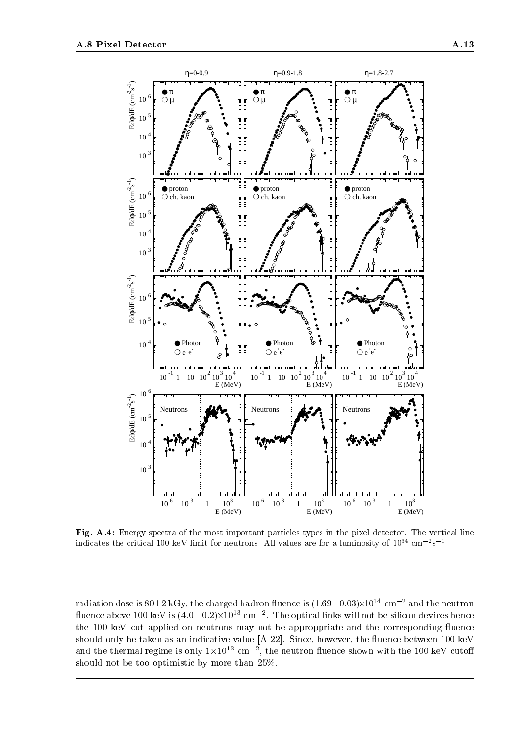**Fig. A.4:** Energy spectra of the most important particles types in the pixel detector. The vertical line indicates the critical 100 keV limit for neutrons. All values are for a luminosity of $10^{34}$ cm$^{-2}$s$^{-1}$.

radiation dose is 80±2 kGy, the charged hadron fluence is $(1.69\pm0.03)\times10^{14}$ cm$^{-2}$ and the neutron fluence above 100 keV is $(4.0\pm0.2)\times10^{13}$ cm$^{-2}$. The optical links will not be silicon devices hence the 100 keV cut applied on neutrons may not be approppriate and the corresponding fluence should only be taken as an indicative value [A-22]. Since, however, the fluence between 100 keV and the thermal regime is only $1\times10^{13}$ cm$^{-2}$, the neutron fluence shown with the 100 keV cutoff should not be too optimistic by more than 25%.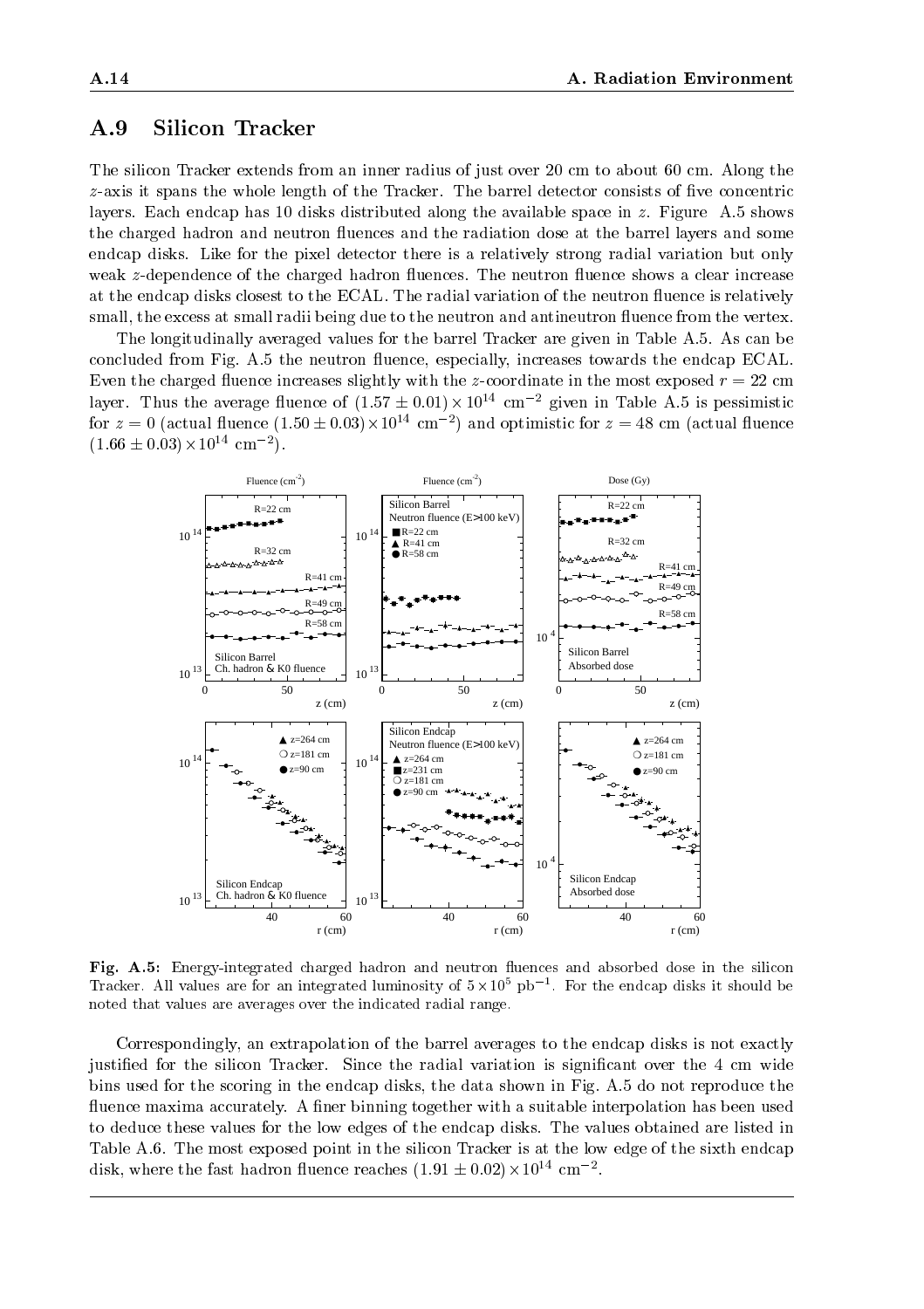## A.9 Silicon Tracker

The silicon Tracker extends from an inner radius of just over 20 cm to about 60 cm. Along the $z$-axis it spans the whole length of the Tracker. The barrel detector consists of five concentric layers. Each endcap has 10 disks distributed along the available space in $z$. Figure A.5 shows the charged hadron and neutron fluences and the radiation dose at the barrel layers and some endcap disks. Like for the pixel detector there is a relatively strong radial variation but only weak $z$-dependence of the charged hadron fluences. The neutron fluence shows a clear increase at the endcap disks closest to the ECAL. The radial variation of the neutron fluence is relatively small, the excess at small radii being due to the neutron and antineutron fluence from the vertex.

The longitudinally averaged values for the barrel Tracker are given in Table A.5. As can be concluded from Fig. A.5 the neutron fluence, especially, increases towards the endcap ECAL. Even the charged fluence increases slightly with the $z$-coordinate in the most exposed $r = 22$ cm layer. Thus the average fluence of $(1.57 \pm 0.01) \times 10^{14}$ cm$^{-2}$ given in Table A.5 is pessimistic for $z = 0$ (actual fluence $(1.50 \pm 0.03) \times 10^{14}$ cm$^{-2}$) and optimistic for $z = 48$ cm (actual fluence $(1.66 \pm 0.03) \times 10^{14}$ cm$^{-2}$).

**Fig. A.5:** Energy-integrated charged hadron and neutron fluences and absorbed dose in the silicon Tracker. All values are for an integrated luminosity of $5 \times 10^5$ pb$^{-1}$. For the endcap disks it should be noted that values are averages over the indicated radial range.

Correspondingly, an extrapolation of the barrel averages to the endcap disks is not exactly justified for the silicon Tracker. Since the radial variation is significant over the 4 cm wide bins used for the scoring in the endcap disks, the data shown in Fig. A.5 do not reproduce the fluence maxima accurately. A finer binning together with a suitable interpolation has been used to deduce these values for the low edges of the endcap disks. The values obtained are listed in Table A.6. The most exposed point in the silicon Tracker is at the low edge of the sixth endcap disk, where the fast hadron fluence reaches $(1.91 \pm 0.02) \times 10^{14}$ cm$^{-2}$.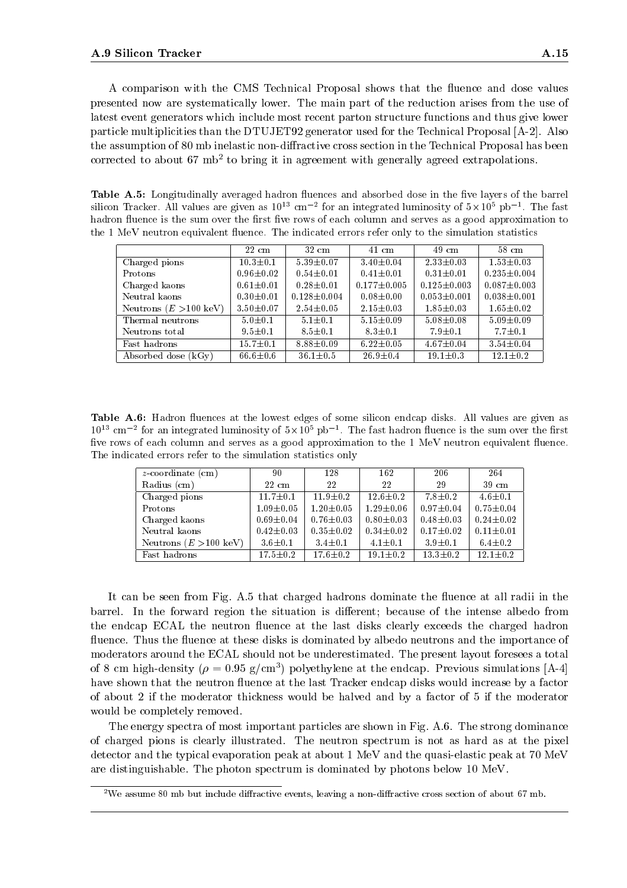A comparison with the CMS Technical Proposal shows that the fluence and dose values presented now are systematically lower. The main part of the reduction arises from the use of latest event generators which include most recent parton structure functions and thus give lower particle multiplicities than the DTUJET92 generator used for the Technical Proposal [A-2]. Also the assumption of 80 mb inelastic non-diffractive cross section in the Technical Proposal has been corrected to about 67 mb[2] to bring it in agreement with generally agreed extrapolations.

**Table A.5:** Longitudinally averaged hadron fluences and absorbed dose in the five layers of the barrel silicon Tracker. All values are given as $10^{13}$ cm$^{-2}$ for an integrated luminosity of $5\times10^5$ pb$^{-1}$. The fast hadron fluence is the sum over the first five rows of each column and serves as a good approximation to the 1 MeV neutron equivalent fluence. The indicated errors refer only to the simulation statistics

| | 22 cm | 32 cm | 41 cm | 49 cm | 58 cm |
|---|---|---|---|---|---|
| Charged pions | 10.3±0.1 | 5.39±0.07 | 3.40±0.04 | 2.33±0.03 | 1.53±0.03 |
| Protons | 0.96±0.02 | 0.54±0.01 | 0.41±0.01 | 0.31±0.01 | 0.235±0.004 |
| Charged kaons | 0.61±0.01 | 0.28±0.01 | 0.177±0.005 | 0.125±0.003 | 0.087±0.003 |
| Neutral kaons | 0.30±0.01 | 0.128±0.004 | 0.08±0.00 | 0.053±0.001 | 0.038±0.001 |
| Neutrons ($E$ >100 keV) | 3.50±0.07 | 2.54±0.05 | 2.15±0.03 | 1.85±0.03 | 1.65±0.02 |
| Thermal neutrons | 5.0±0.1 | 5.1±0.1 | 5.15±0.09 | 5.08±0.08 | 5.09±0.09 |
| Neutrons total | 9.5±0.1 | 8.5±0.1 | 8.3±0.1 | 7.9±0.1 | 7.7±0.1 |
| Fast hadrons | 15.7±0.1 | 8.88±0.09 | 6.22±0.05 | 4.67±0.04 | 3.54±0.04 |
| Absorbed dose (kGy) | 66.6±0.6 | 36.1±0.5 | 26.9±0.4 | 19.1±0.3 | 12.1±0.2 |

**Table A.6:** Hadron fluences at the lowest edges of some silicon endcap disks. All values are given as $10^{13}$ cm$^{-2}$ for an integrated luminosity of $5\times10^5$ pb$^{-1}$. The fast hadron fluence is the sum over the first five rows of each column and serves as a good approximation to the 1 MeV neutron equivalent fluence. The indicated errors refer to the simulation statistics only

| $z$-coordinate (cm) | 90 | 128 | 162 | 206 | 264 |
|---|---|---|---|---|---|
| Radius (cm) | 22 cm | 22 | 22 | 29 | 39 cm |
| Charged pions | 11.7±0.1 | 11.9±0.2 | 12.6±0.2 | 7.8±0.2 | 4.6±0.1 |
| Protons | 1.09±0.05 | 1.20±0.05 | 1.29±0.06 | 0.97±0.04 | 0.75±0.04 |
| Charged kaons | 0.69±0.04 | 0.76±0.03 | 0.80±0.03 | 0.48±0.03 | 0.24±0.02 |
| Neutral kaons | 0.42±0.03 | 0.35±0.02 | 0.34±0.02 | 0.17±0.02 | 0.11±0.01 |
| Neutrons ($E$ >100 keV) | 3.6±0.1 | 3.4±0.1 | 4.1±0.1 | 3.9±0.1 | 6.4±0.2 |
| Fast hadrons | 17.5±0.2 | 17.6±0.2 | 19.1±0.2 | 13.3±0.2 | 12.1±0.2 |

It can be seen from Fig. A.5 that charged hadrons dominate the fluence at all radii in the barrel. In the forward region the situation is different; because of the intense albedo from the endcap ECAL the neutron fluence at the last disks clearly exceeds the charged hadron fluence. Thus the fluence at these disks is dominated by albedo neutrons and the importance of moderators around the ECAL should not be underestimated. The present layout foresees a total of 8 cm high-density ($\rho = 0.95$ g/cm$^3$) polyethylene at the endcap. Previous simulations [A-4] have shown that the neutron fluence at the last Tracker endcap disks would increase by a factor of about 2 if the moderator thickness would be halved and by a factor of 5 if the moderator would be completely removed.

The energy spectra of most important particles are shown in Fig. A.6. The strong dominance of charged pions is clearly illustrated. The neutron spectrum is not as hard as at the pixel detector and the typical evaporation peak at about 1 MeV and the quasi-elastic peak at 70 MeV are distinguishable. The photon spectrum is dominated by photons below 10 MeV.

[2] We assume 80 mb but include diffractive events, leaving a non-diffractive cross section of about 67 mb.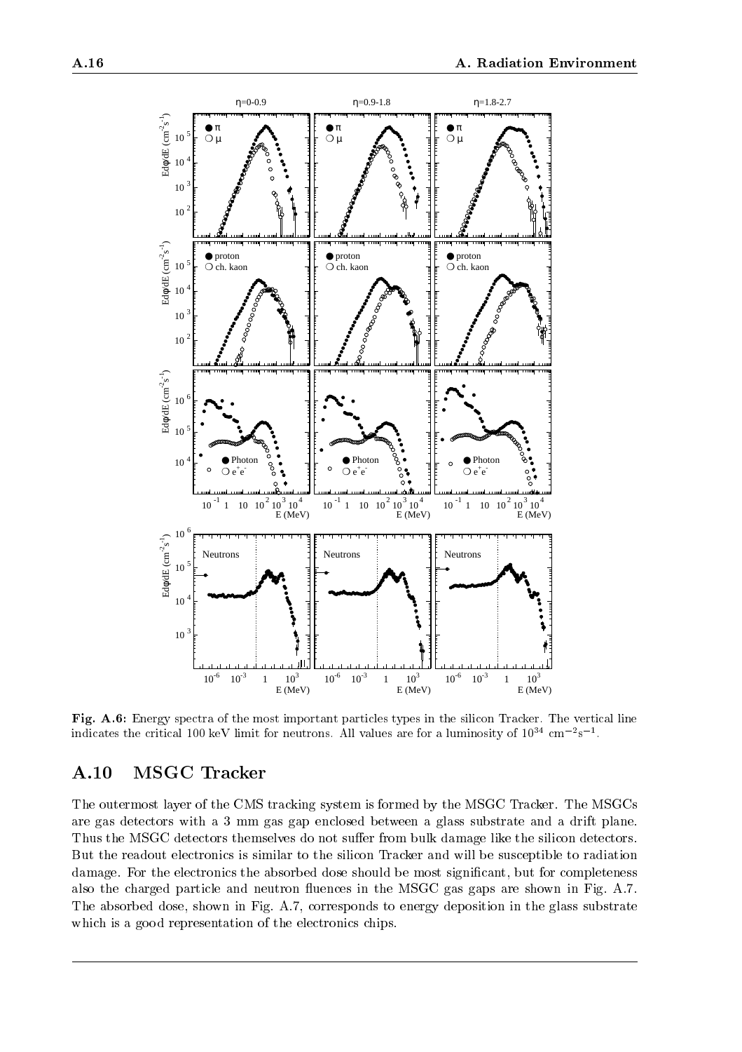**Fig. A.6:** Energy spectra of the most important particles types in the silicon Tracker. The vertical line indicates the critical 100 keV limit for neutrons. All values are for a luminosity of $10^{34}$ cm$^{-2}$s$^{-1}$.

## A.10 MSGC Tracker

The outermost layer of the CMS tracking system is formed by the MSGC Tracker. The MSGCs are gas detectors with a 3 mm gas gap enclosed between a glass substrate and a drift plane. Thus the MSGC detectors themselves do not suffer from bulk damage like the silicon detectors. But the readout electronics is similar to the silicon Tracker and will be susceptible to radiation damage. For the electronics the absorbed dose should be most significant, but for completeness also the charged particle and neutron fluences in the MSGC gas gaps are shown in Fig. A.7. The absorbed dose, shown in Fig. A.7, corresponds to energy deposition in the glass substrate which is a good representation of the electronics chips.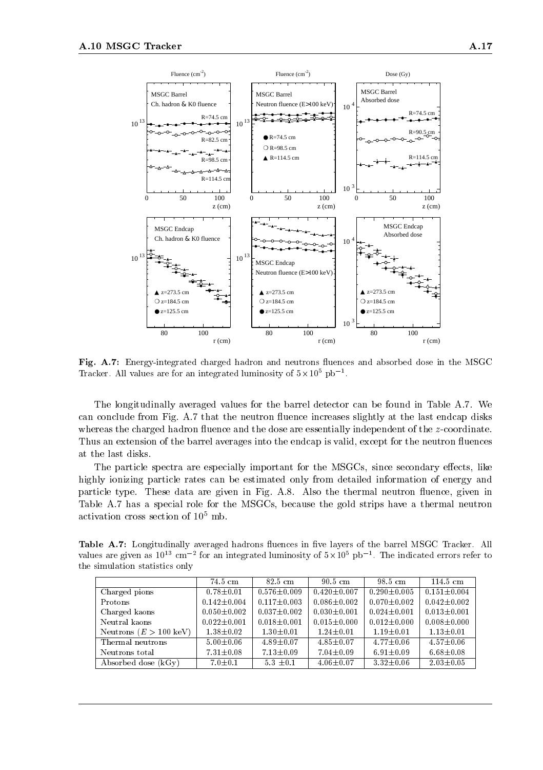**Fig. A.7:** Energy-integrated charged hadron and neutrons fluences and absorbed dose in the MSGC Tracker. All values are for an integrated luminosity of $5 \times 10^5$ pb$^{-1}$.

The longitudinally averaged values for the barrel detector can be found in Table A.7. We can conclude from Fig. A.7 that the neutron fluence increases slightly at the last endcap disks whereas the charged hadron fluence and the dose are essentially independent of the $z$-coordinate. Thus an extension of the barrel averages into the endcap is valid, except for the neutron fluences at the last disks.

The particle spectra are especially important for the MSGCs, since secondary effects, like highly ionizing particle rates can be estimated only from detailed information of energy and particle type. These data are given in Fig. A.8. Also the thermal neutron fluence, given in Table A.7 has a special role for the MSGCs, because the gold strips have a thermal neutron activation cross section of $10^5$ mb.

**Table A.7:** Longitudinally averaged hadrons fluences in five layers of the barrel MSGC Tracker. All values are given as $10^{13}$ cm$^{-2}$ for an integrated luminosity of $5 \times 10^5$ pb$^{-1}$. The indicated errors refer to the simulation statistics only

| | 74.5 cm | 82.5 cm | 90.5 cm | 98.5 cm | 114.5 cm |
|---|---|---|---|---|---|
| Charged pions | 0.78±0.01 | 0.576±0.009 | 0.420±0.007 | 0.290±0.005 | 0.151±0.004 |
| Protons | 0.142±0.004 | 0.117±0.003 | 0.086±0.002 | 0.070±0.002 | 0.042±0.002 |
| Charged kaons | 0.050±0.002 | 0.037±0.002 | 0.030±0.001 | 0.024±0.001 | 0.013±0.001 |
| Neutral kaons | 0.022±0.001 | 0.018±0.001 | 0.015±0.000 | 0.012±0.000 | 0.008±0.000 |
| Neutrons ($E > 100$ keV) | 1.38±0.02 | 1.30±0.01 | 1.24±0.01 | 1.19±0.01 | 1.13±0.01 |
| Thermal neutrons | 5.00±0.06 | 4.89±0.07 | 4.85±0.07 | 4.77±0.06 | 4.57±0.06 |
| Neutrons total | 7.31±0.08 | 7.13±0.09 | 7.04±0.09 | 6.91±0.09 | 6.68±0.08 |
| Absorbed dose (kGy) | 7.0±0.1 | 5.3 ±0.1 | 4.06±0.07 | 3.32±0.06 | 2.03±0.05 |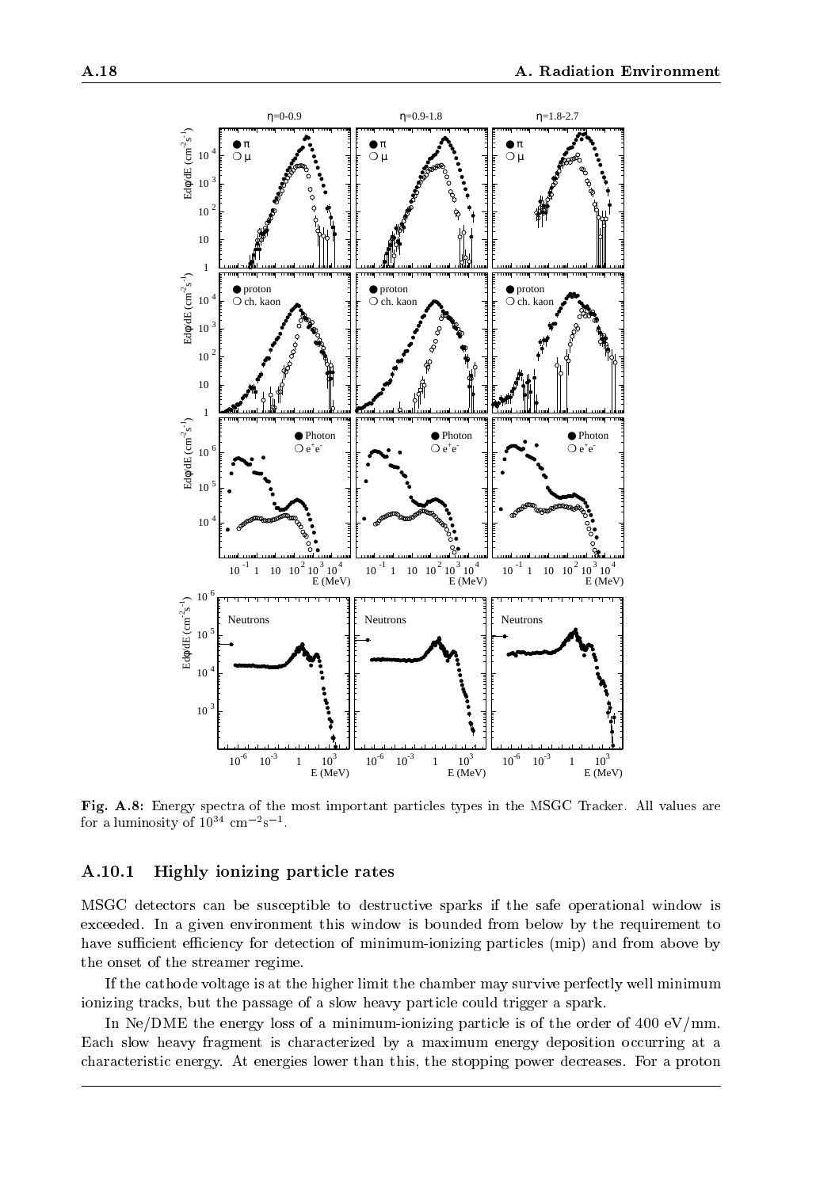**Fig. A.8:** Energy spectra of the most important particles types in the MSGC Tracker. All values are for a luminosity of $10^{34}$ cm$^{-2}$s$^{-1}$.

### A.10.1 Highly ionizing particle rates

MSGC detectors can be susceptible to destructive sparks if the safe operational window is exceeded. In a given environment this window is bounded from below by the requirement to have sufficient efficiency for detection of minimum-ionizing particles (mip) and from above by the onset of the streamer regime.

If the cathode voltage is at the higher limit the chamber may survive perfectly well minimum ionizing tracks, but the passage of a slow heavy particle could trigger a spark.

In Ne/DME the energy loss of a minimum-ionizing particle is of the order of 400 eV/mm. Each slow heavy fragment is characterized by a maximum energy deposition occurring at a characteristic energy. At energies lower than this, the stopping power decreases. For a proton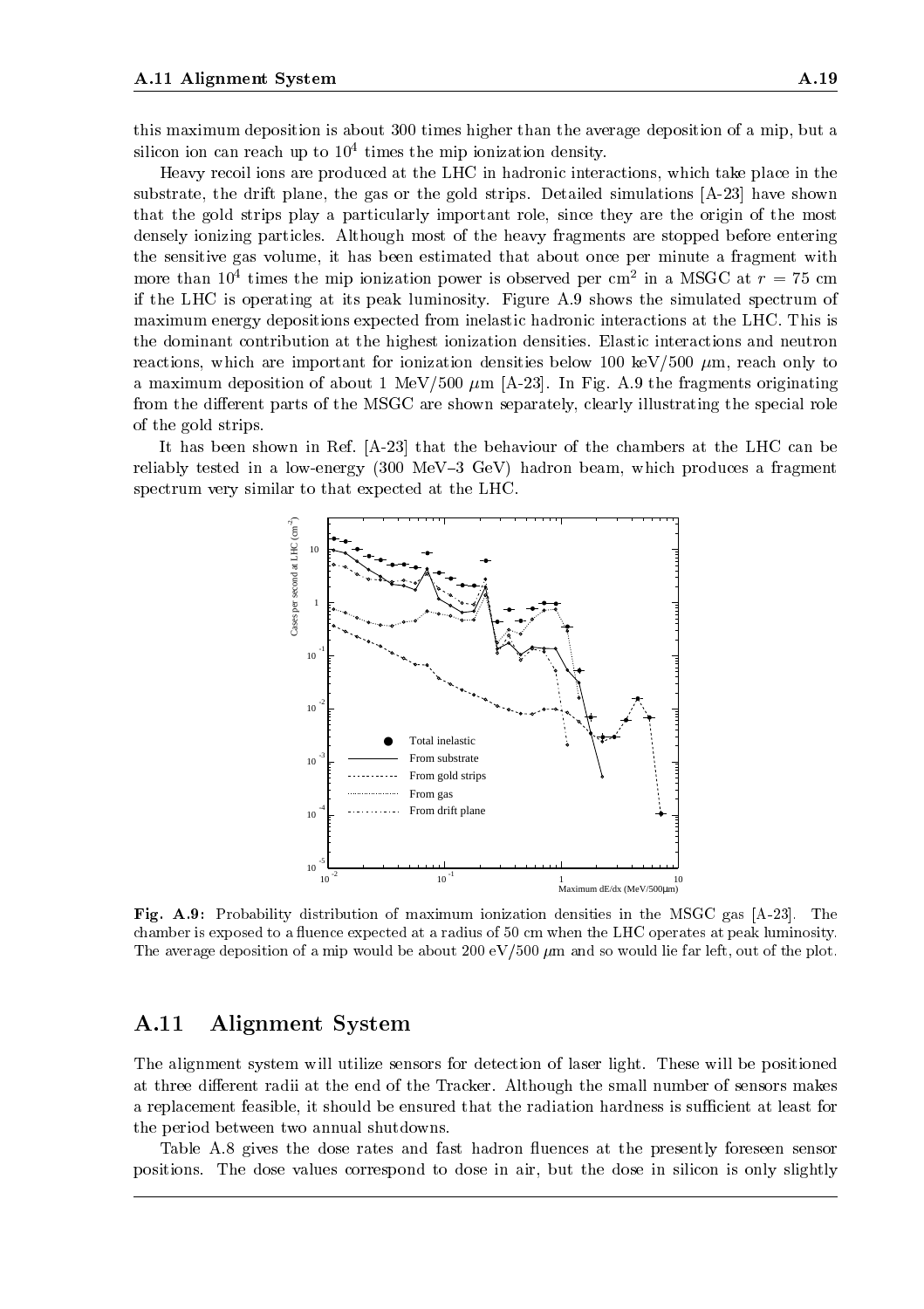this maximum deposition is about 300 times higher than the average deposition of a mip, but a silicon ion can reach up to $10^4$ times the mip ionization density.

Heavy recoil ions are produced at the LHC in hadronic interactions, which take place in the substrate, the drift plane, the gas or the gold strips. Detailed simulations [A-23] have shown that the gold strips play a particularly important role, since they are the origin of the most densely ionizing particles. Although most of the heavy fragments are stopped before entering the sensitive gas volume, it has been estimated that about once per minute a fragment with more than $10^4$ times the mip ionization power is observed per cm$^2$ in a MSGC at $r = 75$ cm if the LHC is operating at its peak luminosity. Figure A.9 shows the simulated spectrum of maximum energy depositions expected from inelastic hadronic interactions at the LHC. This is the dominant contribution at the highest ionization densities. Elastic interactions and neutron reactions, which are important for ionization densities below 100 keV/500 $\mu$m, reach only to a maximum deposition of about 1 MeV/500 $\mu$m [A-23]. In Fig. A.9 the fragments originating from the different parts of the MSGC are shown separately, clearly illustrating the special role of the gold strips.

It has been shown in Ref. [A-23] that the behaviour of the chambers at the LHC can be reliably tested in a low-energy (300 MeV–3 GeV) hadron beam, which produces a fragment spectrum very similar to that expected at the LHC.

**Fig. A.9:** Probability distribution of maximum ionization densities in the MSGC gas [A-23]. The chamber is exposed to a fluence expected at a radius of 50 cm when the LHC operates at peak luminosity. The average deposition of a mip would be about 200 eV/500 $\mu$m and so would lie far left, out of the plot.

## A.11 Alignment System

The alignment system will utilize sensors for detection of laser light. These will be positioned at three different radii at the end of the Tracker. Although the small number of sensors makes a replacement feasible, it should be ensured that the radiation hardness is sufficient at least for the period between two annual shutdowns.

Table A.8 gives the dose rates and fast hadron fluences at the presently foreseen sensor positions. The dose values correspond to dose in air, but the dose in silicon is only slightly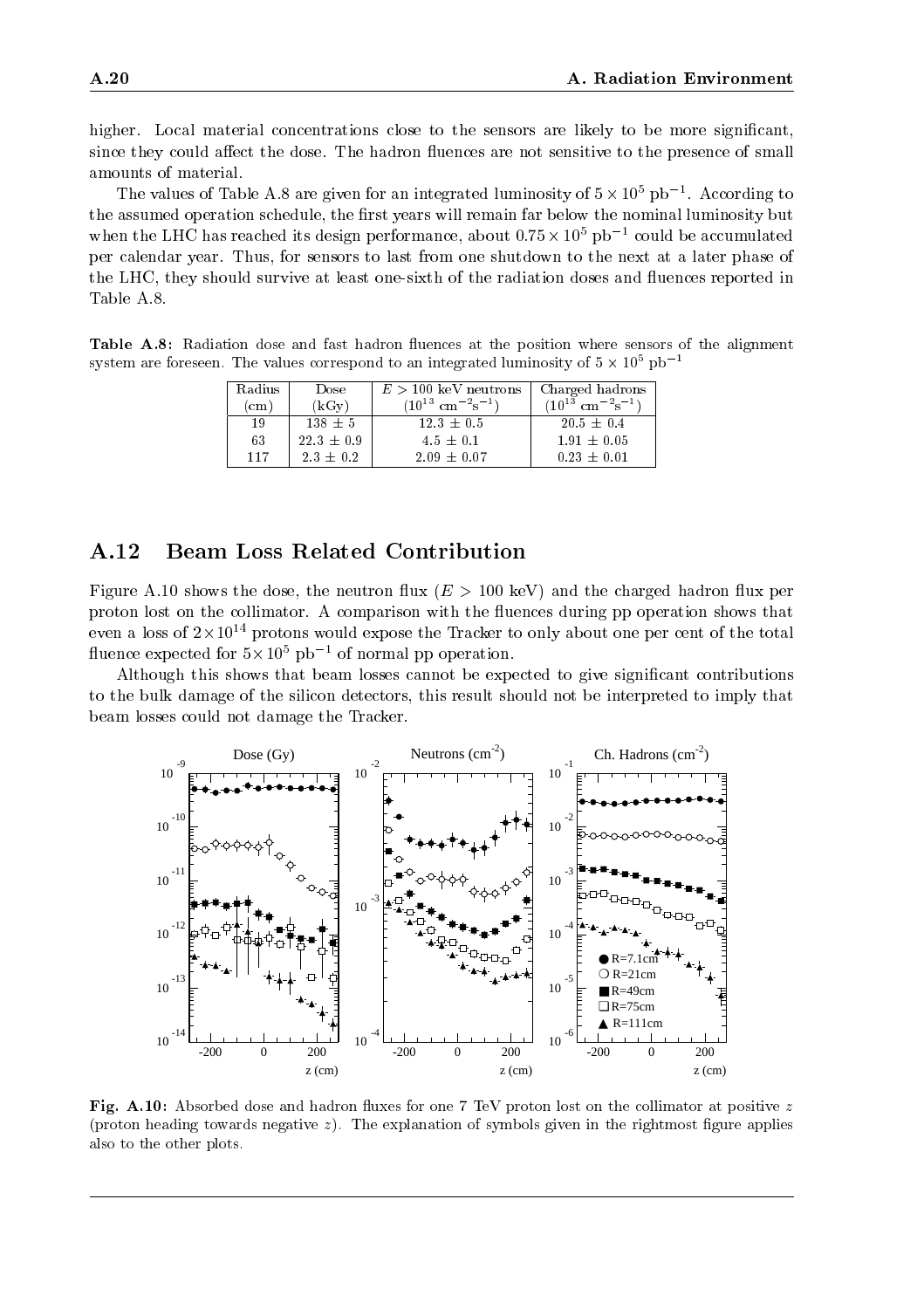higher. Local material concentrations close to the sensors are likely to be more significant, since they could affect the dose. The hadron fluences are not sensitive to the presence of small amounts of material.

The values of Table A.8 are given for an integrated luminosity of $5 \times 10^5$ pb$^{-1}$. According to the assumed operation schedule, the first years will remain far below the nominal luminosity but when the LHC has reached its design performance, about $0.75 \times 10^5$ pb$^{-1}$ could be accumulated per calendar year. Thus, for sensors to last from one shutdown to the next at a later phase of the LHC, they should survive at least one-sixth of the radiation doses and fluences reported in Table A.8.

**Table A.8:** Radiation dose and fast hadron fluences at the position where sensors of the alignment system are foreseen. The values correspond to an integrated luminosity of $5 \times 10^5$ pb$^{-1}$

| Radius (cm) | Dose (kGy) | $E > 100$ keV neutrons ($10^{13}$ cm$^{-2}$s$^{-1}$) | Charged hadrons ($10^{13}$ cm$^{-2}$s$^{-1}$) |
|---|---|---|---|
| 19 | 138 ± 5 | 12.3 ± 0.5 | 20.5 ± 0.4 |
| 63 | 22.3 ± 0.9 | 4.5 ± 0.1 | 1.91 ± 0.05 |
| 117 | 2.3 ± 0.2 | 2.09 ± 0.07 | 0.23 ± 0.01 |

## A.12 Beam Loss Related Contribution

Figure A.10 shows the dose, the neutron flux ($E > 100$ keV) and the charged hadron flux per proton lost on the collimator. A comparison with the fluences during pp operation shows that even a loss of $2 \times 10^{14}$ protons would expose the Tracker to only about one per cent of the total fluence expected for $5 \times 10^5$ pb$^{-1}$ of normal pp operation.

Although this shows that beam losses cannot be expected to give significant contributions to the bulk damage of the silicon detectors, this result should not be interpreted to imply that beam losses could not damage the Tracker.

**Fig. A.10:** Absorbed dose and hadron fluxes for one 7 TeV proton lost on the collimator at positive $z$ (proton heading towards negative $z$). The explanation of symbols given in the rightmost figure applies also to the other plots.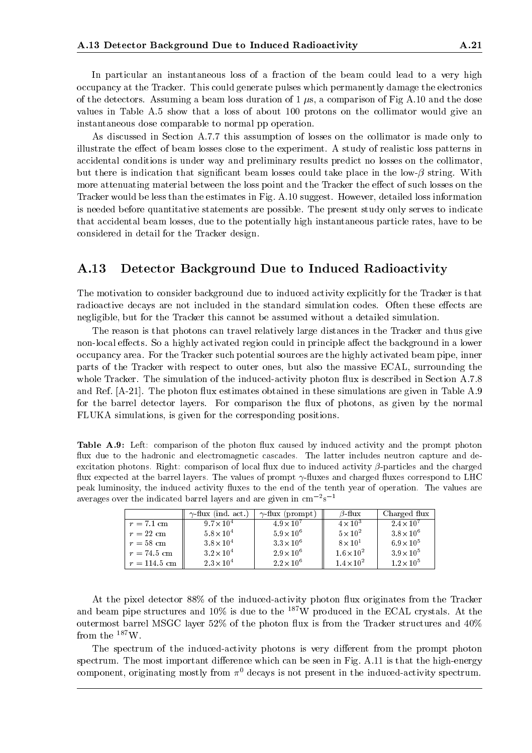In particular an instantaneous loss of a fraction of the beam could lead to a very high occupancy at the Tracker. This could generate pulses which permanently damage the electronics of the detectors. Assuming a beam loss duration of 1 $\mu$s, a comparison of Fig A.10 and the dose values in Table A.5 show that a loss of about 100 protons on the collimator would give an instantaneous dose comparable to normal pp operation.

As discussed in Section A.7.7 this assumption of losses on the collimator is made only to illustrate the effect of beam losses close to the experiment. A study of realistic loss patterns in accidental conditions is under way and preliminary results predict no losses on the collimator, but there is indication that significant beam losses could take place in the low-$\beta$ string. With more attenuating material between the loss point and the Tracker the effect of such losses on the Tracker would be less than the estimates in Fig. A.10 suggest. However, detailed loss information is needed before quantitative statements are possible. The present study only serves to indicate that accidental beam losses, due to the potentially high instantaneous particle rates, have to be considered in detail for the Tracker design.

## A.13 Detector Background Due to Induced Radioactivity

The motivation to consider background due to induced activity explicitly for the Tracker is that radioactive decays are not included in the standard simulation codes. Often these effects are negligible, but for the Tracker this cannot be assumed without a detailed simulation.

The reason is that photons can travel relatively large distances in the Tracker and thus give non-local effects. So a highly activated region could in principle affect the background in a lower occupancy area. For the Tracker such potential sources are the highly activated beam pipe, inner parts of the Tracker with respect to outer ones, but also the massive ECAL, surrounding the whole Tracker. The simulation of the induced-activity photon flux is described in Section A.7.8 and Ref. [A-21]. The photon flux estimates obtained in these simulations are given in Table A.9 for the barrel detector layers. For comparison the flux of photons, as given by the normal FLUKA simulations, is given for the corresponding positions.

**Table A.9:** Left: comparison of the photon flux caused by induced activity and the prompt photon flux due to the hadronic and electromagnetic cascades. The latter includes neutron capture and deexcitation photons. Right: comparison of local flux due to induced activity $\beta$-particles and the charged flux expected at the barrel layers. The values of prompt $\gamma$-fluxes and charged fluxes correspond to LHC peak luminosity, the induced activity fluxes to the end of the tenth year of operation. The values are averages over the indicated barrel layers and are given in $\mathrm{cm^{-2}s^{-1}}$

| | $\gamma$-flux (ind. act.) | $\gamma$-flux (prompt) | $\beta$-flux | Charged flux |
|---|---|---|---|---|
| $r = 7.1$ cm | $9.7\times10^4$ | $4.9\times10^7$ | $4\times10^3$ | $2.4\times10^7$ |
| $r = 22$ cm | $5.8\times10^4$ | $5.9\times10^6$ | $5\times10^2$ | $3.8\times10^6$ |
| $r = 58$ cm | $3.8\times10^4$ | $3.3\times10^6$ | $8\times10^1$ | $6.9\times10^5$ |
| $r = 74.5$ cm | $3.2\times10^4$ | $2.9\times10^6$ | $1.6\times10^2$ | $3.9\times10^5$ |
| $r = 114.5$ cm | $2.3\times10^4$ | $2.2\times10^6$ | $1.4\times10^2$ | $1.2\times10^5$ |

At the pixel detector 88% of the induced-activity photon flux originates from the Tracker and beam pipe structures and 10% is due to the $^{187}$W produced in the ECAL crystals. At the outermost barrel MSGC layer 52% of the photon flux is from the Tracker structures and 40% from the $^{187}$W.

The spectrum of the induced-activity photons is very different from the prompt photon spectrum. The most important difference which can be seen in Fig. A.11 is that the high-energy component, originating mostly from $\pi^0$ decays is not present in the induced-activity spectrum.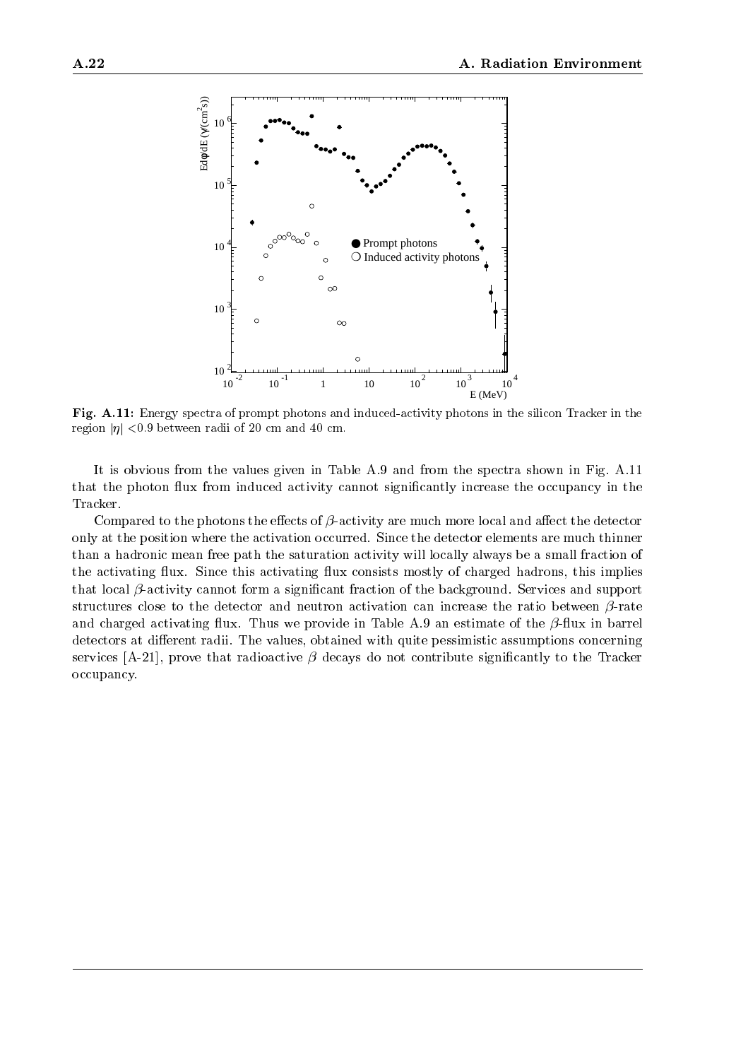Edφ/dE (γ/(cm²s))

10^6

10^5

10^4

10^3

10^2

10^-2 10^-1 1 10 10^2 10^3 10^4

E (MeV)

● Prompt photons

○ Induced activity photons

**Fig. A.11:** Energy spectra of prompt photons and induced-activity photons in the silicon Tracker in the region $|\eta| < 0.9$ between radii of 20 cm and 40 cm.

It is obvious from the values given in Table A.9 and from the spectra shown in Fig. A.11 that the photon flux from induced activity cannot significantly increase the occupancy in the Tracker.

Compared to the photons the effects of $\beta$-activity are much more local and affect the detector only at the position where the activation occurred. Since the detector elements are much thinner than a hadronic mean free path the saturation activity will locally always be a small fraction of the activating flux. Since this activating flux consists mostly of charged hadrons, this implies that local $\beta$-activity cannot form a significant fraction of the background. Services and support structures close to the detector and neutron activation can increase the ratio between $\beta$-rate and charged activating flux. Thus we provide in Table A.9 an estimate of the $\beta$-flux in barrel detectors at different radii. The values, obtained with quite pessimistic assumptions concerning services [A-21], prove that radioactive $\beta$ decays do not contribute significantly to the Tracker occupancy.